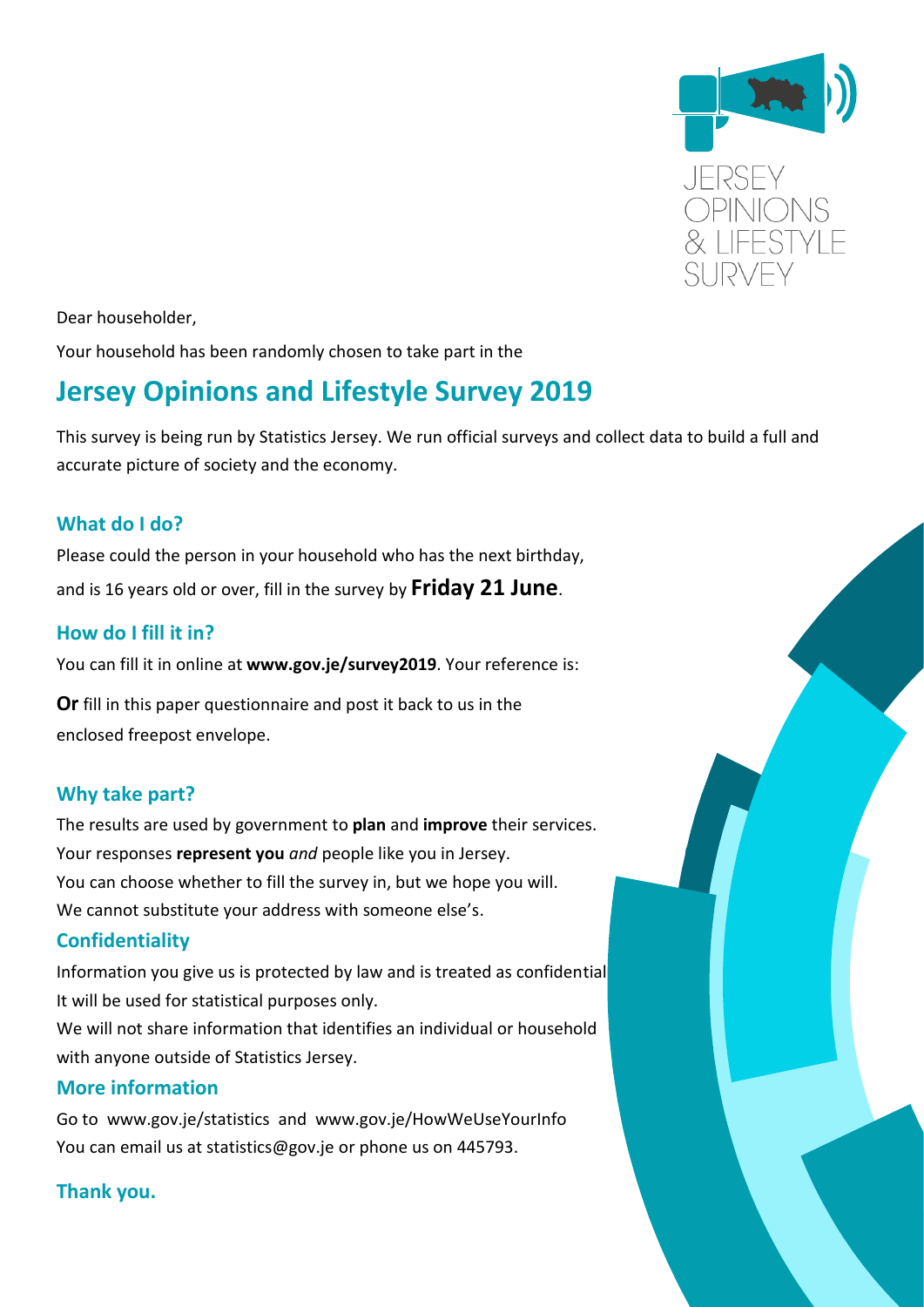JERSEY OPINIONS & LIFESTYLE SURVEY

Dear householder,

Your household has been randomly chosen to take part in the

# Jersey Opinions and Lifestyle Survey 2019

This survey is being run by Statistics Jersey. We run official surveys and collect data to build a full and accurate picture of society and the economy.

## What do I do?

Please could the person in your household who has the next birthday, and is 16 years old or over, fill in the survey by **Friday 21 June**.

## How do I fill it in?

You can fill it in online at **www.gov.je/survey2019**. Your reference is:

**Or** fill in this paper questionnaire and post it back to us in the enclosed freepost envelope.

## Why take part?

The results are used by government to **plan** and **improve** their services.
Your responses **represent you** *and* people like you in Jersey.
You can choose whether to fill the survey in, but we hope you will.
We cannot substitute your address with someone else's.

## Confidentiality

Information you give us is protected by law and is treated as confidential
It will be used for statistical purposes only.
We will not share information that identifies an individual or household with anyone outside of Statistics Jersey.

## More information

Go to www.gov.je/statistics and www.gov.je/HowWeUseYourInfo
You can email us at statistics@gov.je or phone us on 445793.

## Thank you.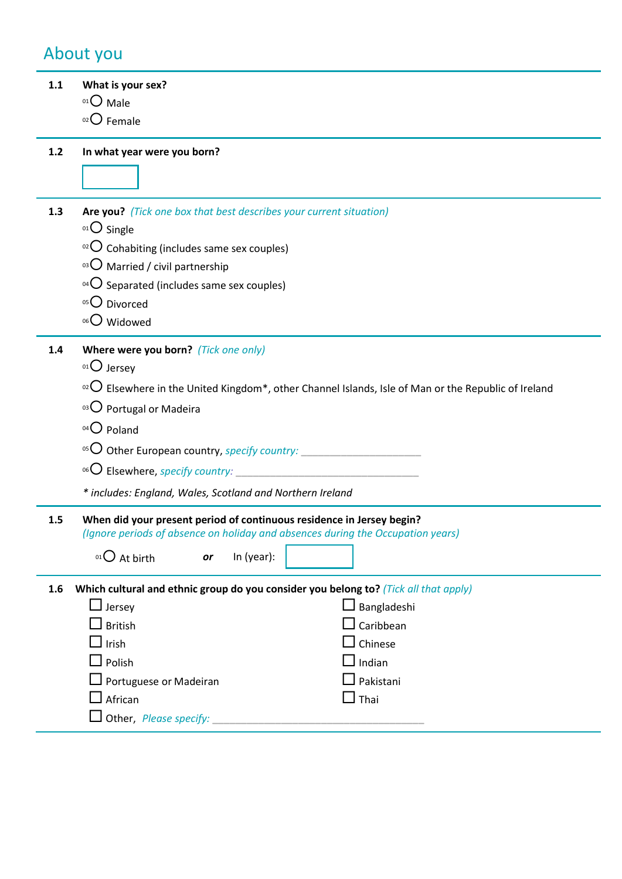# About you

**1.1 What is your sex?**

01 ◯ Male
02 ◯ Female

**1.2 In what year were you born?**

[ ]

**1.3 Are you?** *(Tick one box that best describes your current situation)*

01 ◯ Single
02 ◯ Cohabiting (includes same sex couples)
03 ◯ Married / civil partnership
04 ◯ Separated (includes same sex couples)
05 ◯ Divorced
06 ◯ Widowed

**1.4 Where were you born?** *(Tick one only)*

01 ◯ Jersey
02 ◯ Elsewhere in the United Kingdom*, other Channel Islands, Isle of Man or the Republic of Ireland
03 ◯ Portugal or Madeira
04 ◯ Poland
05 ◯ Other European country, *specify country:* ____________________
06 ◯ Elsewhere, *specify country:* ______________________________

*\* includes: England, Wales, Scotland and Northern Ireland*

**1.5 When did your present period of continuous residence in Jersey begin?**
*(Ignore periods of absence on holiday and absences during the Occupation years)*

01 ◯ At birth ***or*** In (year): [ ]

**1.6 Which cultural and ethnic group do you consider you belong to?** *(Tick all that apply)*

☐ Jersey
☐ British
☐ Irish
☐ Polish
☐ Portuguese or Madeiran
☐ African
☐ Bangladeshi
☐ Caribbean
☐ Chinese
☐ Indian
☐ Pakistani
☐ Thai
☐ Other, *Please specify:* __________________________________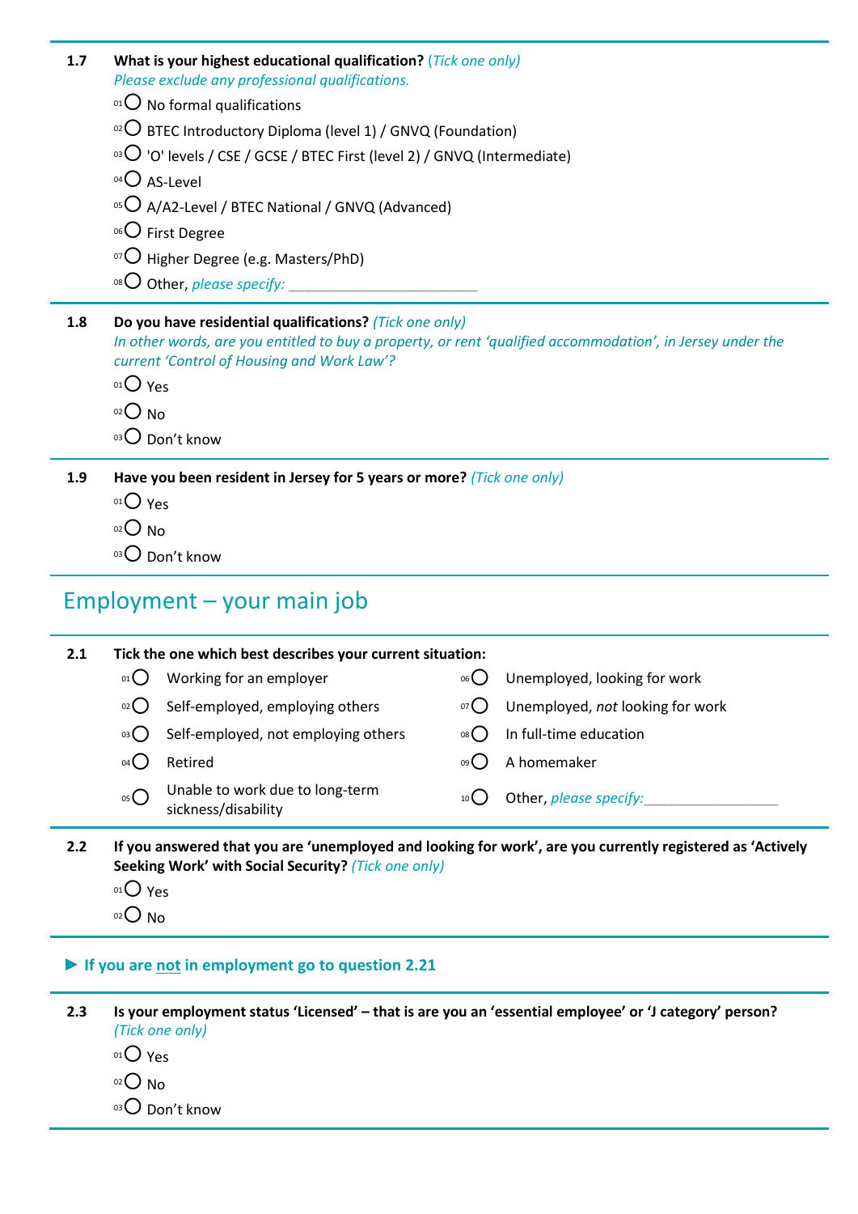**1.7 What is your highest educational qualification?** *(Tick one only)*
*Please exclude any professional qualifications.*

- 01 ◯ No formal qualifications
- 02 ◯ BTEC Introductory Diploma (level 1) / GNVQ (Foundation)
- 03 ◯ 'O' levels / CSE / GCSE / BTEC First (level 2) / GNVQ (Intermediate)
- 04 ◯ AS-Level
- 05 ◯ A/A2-Level / BTEC National / GNVQ (Advanced)
- 06 ◯ First Degree
- 07 ◯ Higher Degree (e.g. Masters/PhD)
- 08 ◯ Other, *please specify:* ________________________

**1.8 Do you have residential qualifications?** *(Tick one only)*
*In other words, are you entitled to buy a property, or rent 'qualified accommodation', in Jersey under the current 'Control of Housing and Work Law'?*

- 01 ◯ Yes
- 02 ◯ No
- 03 ◯ Don't know

**1.9 Have you been resident in Jersey for 5 years or more?** *(Tick one only)*

- 01 ◯ Yes
- 02 ◯ No
- 03 ◯ Don't know

## Employment – your main job

**2.1 Tick the one which best describes your current situation:**

- 01 ◯ Working for an employer
- 02 ◯ Self-employed, employing others
- 03 ◯ Self-employed, not employing others
- 04 ◯ Retired
- 05 ◯ Unable to work due to long-term sickness/disability
- 06 ◯ Unemployed, looking for work
- 07 ◯ Unemployed, *not* looking for work
- 08 ◯ In full-time education
- 09 ◯ A homemaker
- 10 ◯ Other, *please specify:*_________________

**2.2 If you answered that you are 'unemployed and looking for work', are you currently registered as 'Actively Seeking Work' with Social Security?** *(Tick one only)*

- 01 ◯ Yes
- 02 ◯ No

**► If you are not in employment go to question 2.21**

**2.3 Is your employment status 'Licensed' – that is are you an 'essential employee' or 'J category' person?** *(Tick one only)*

- 01 ◯ Yes
- 02 ◯ No
- 03 ◯ Don't know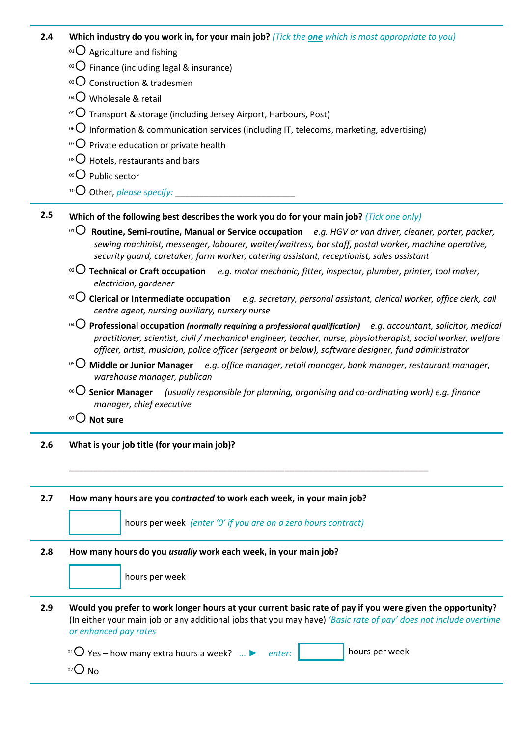**2.4 Which industry do you work in, for your main job?** *(Tick the **one** which is most appropriate to you)*

- 01 ○ Agriculture and fishing
- 02 ○ Finance (including legal & insurance)
- 03 ○ Construction & tradesmen
- 04 ○ Wholesale & retail
- 05 ○ Transport & storage (including Jersey Airport, Harbours, Post)
- 06 ○ Information & communication services (including IT, telecoms, marketing, advertising)
- 07 ○ Private education or private health
- 08 ○ Hotels, restaurants and bars
- 09 ○ Public sector
- 10 ○ Other, *please specify:* ________________________

---

**2.5 Which of the following best describes the work you do for your main job?** *(Tick one only)*

- 01 ○ **Routine, Semi-routine, Manual or Service occupation** *e.g. HGV or van driver, cleaner, porter, packer, sewing machinist, messenger, labourer, waiter/waitress, bar staff, postal worker, machine operative, security guard, caretaker, farm worker, catering assistant, receptionist, sales assistant*
- 02 ○ **Technical or Craft occupation** *e.g. motor mechanic, fitter, inspector, plumber, printer, tool maker, electrician, gardener*
- 03 ○ **Clerical or Intermediate occupation** *e.g. secretary, personal assistant, clerical worker, office clerk, call centre agent, nursing auxiliary, nursery nurse*
- 04 ○ **Professional occupation** ***(normally requiring a professional qualification)*** *e.g. accountant, solicitor, medical practitioner, scientist, civil / mechanical engineer, teacher, nurse, physiotherapist, social worker, welfare officer, artist, musician, police officer (sergeant or below), software designer, fund administrator*
- 05 ○ **Middle or Junior Manager** *e.g. office manager, retail manager, bank manager, restaurant manager, warehouse manager, publican*
- 06 ○ **Senior Manager** *(usually responsible for planning, organising and co-ordinating work) e.g. finance manager, chief executive*
- 07 ○ **Not sure**

---

**2.6 What is your job title (for your main job)?**

_______________________________________________________________

---

**2.7 How many hours are you *contracted* to work each week, in your main job?**

[ ] hours per week *(enter '0' if you are on a zero hours contract)*

---

**2.8 How many hours do you *usually* work each week, in your main job?**

[ ] hours per week

---

**2.9 Would you prefer to work longer hours at your current basic rate of pay if you were given the opportunity?** (In either your main job or any additional jobs that you may have) *'Basic rate of pay' does not include overtime or enhanced pay rates*

- 01 ○ Yes – how many extra hours a week? ... ► *enter:* [ ] hours per week
- 02 ○ No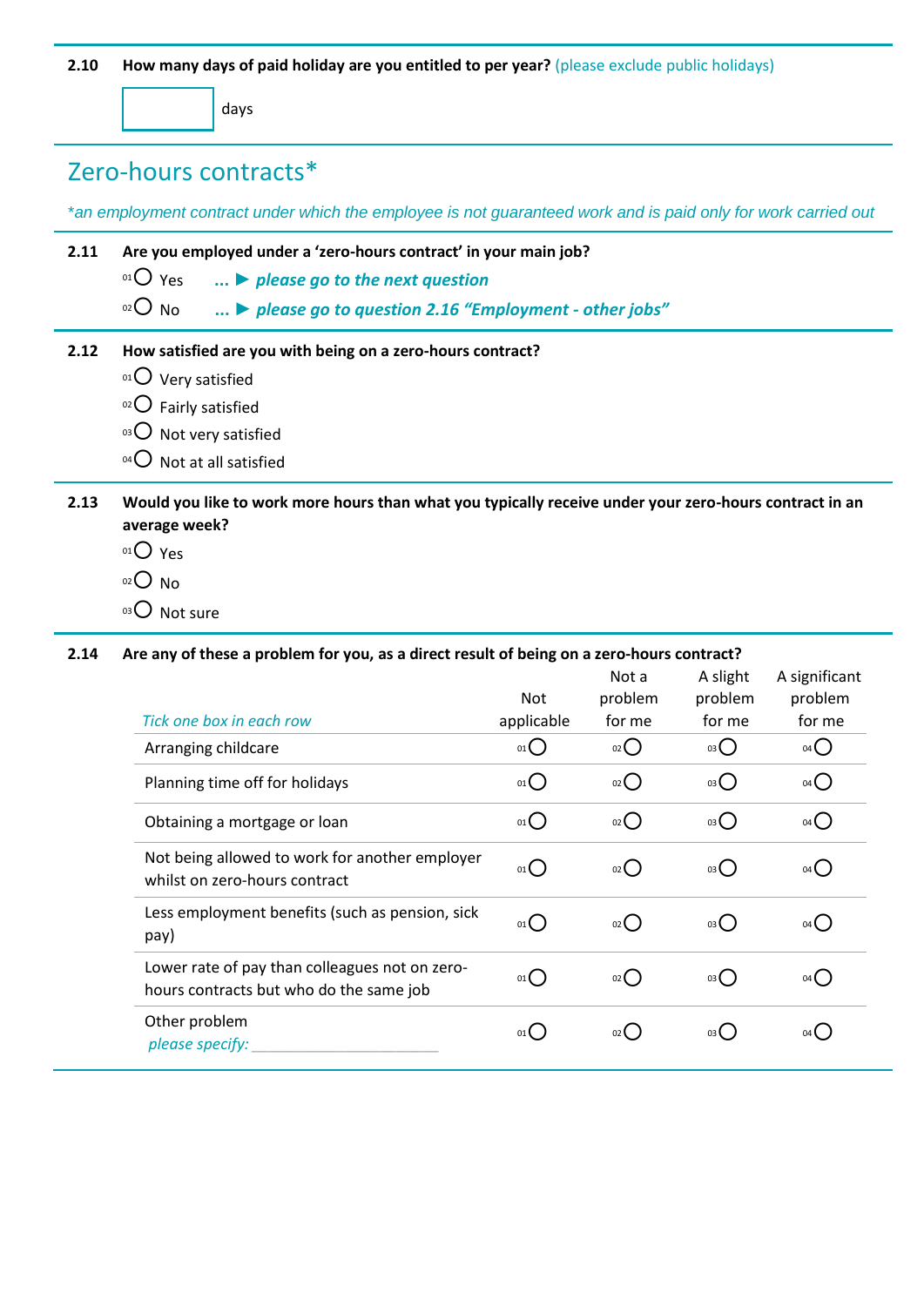**2.10** **How many days of paid holiday are you entitled to per year?** (please exclude public holidays)

[ ] days

## Zero-hours contracts*

*\*an employment contract under which the employee is not guaranteed work and is paid only for work carried out*

**2.11** **Are you employed under a 'zero-hours contract' in your main job?**

- 01 ○ Yes ... ► ***please go to the next question***
- 02 ○ No ... ► ***please go to question 2.16 "Employment - other jobs"***

**2.12** **How satisfied are you with being on a zero-hours contract?**

- 01 ○ Very satisfied
- 02 ○ Fairly satisfied
- 03 ○ Not very satisfied
- 04 ○ Not at all satisfied

**2.13** **Would you like to work more hours than what you typically receive under your zero-hours contract in an average week?**

- 01 ○ Yes
- 02 ○ No
- 03 ○ Not sure

**2.14** **Are any of these a problem for you, as a direct result of being on a zero-hours contract?**

| *Tick one box in each row* | Not applicable | Not a problem for me | A slight problem for me | A significant problem for me |
|---|---|---|---|---|
| Arranging childcare | 01 ○ | 02 ○ | 03 ○ | 04 ○ |
| Planning time off for holidays | 01 ○ | 02 ○ | 03 ○ | 04 ○ |
| Obtaining a mortgage or loan | 01 ○ | 02 ○ | 03 ○ | 04 ○ |
| Not being allowed to work for another employer whilst on zero-hours contract | 01 ○ | 02 ○ | 03 ○ | 04 ○ |
| Less employment benefits (such as pension, sick pay) | 01 ○ | 02 ○ | 03 ○ | 04 ○ |
| Lower rate of pay than colleagues not on zero-hours contracts but who do the same job | 01 ○ | 02 ○ | 03 ○ | 04 ○ |
| Other problem *please specify:* ____________ | 01 ○ | 02 ○ | 03 ○ | 04 ○ |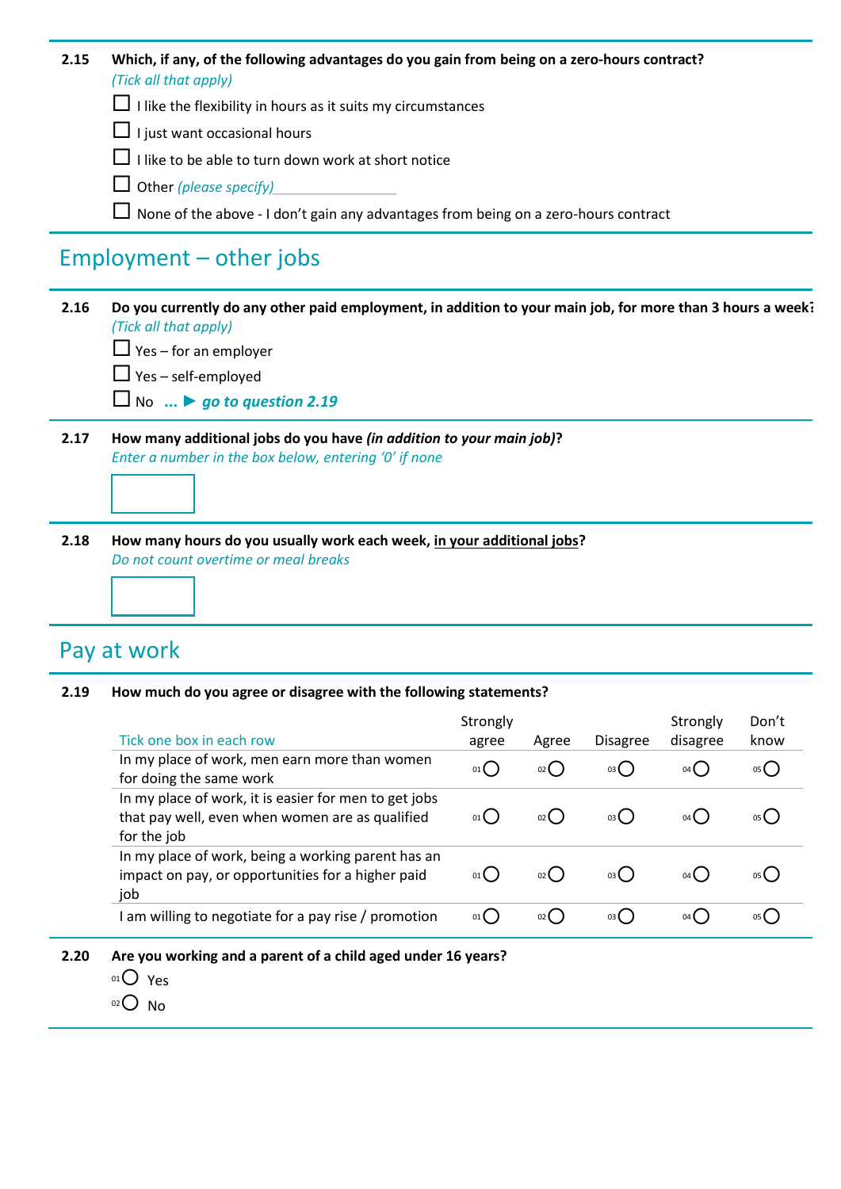**2.15 Which, if any, of the following advantages do you gain from being on a zero-hours contract?**

*(Tick all that apply)*

- ☐ I like the flexibility in hours as it suits my circumstances
- ☐ I just want occasional hours
- ☐ I like to be able to turn down work at short notice
- ☐ Other *(please specify)*\_\_\_\_\_\_\_\_\_\_\_\_\_\_\_\_
- ☐ None of the above - I don't gain any advantages from being on a zero-hours contract

## Employment – other jobs

**2.16 Do you currently do any other paid employment, in addition to your main job, for more than 3 hours a week?**

*(Tick all that apply)*

- ☐ Yes – for an employer
- ☐ Yes – self-employed
- ☐ No ... ► ***go to question 2.19***

**2.17 How many additional jobs do you have *(in addition to your main job)*?**

*Enter a number in the box below, entering '0' if none*

☐

**2.18 How many hours do you usually work each week, in your additional jobs?**

*Do not count overtime or meal breaks*

☐

## Pay at work

**2.19 How much do you agree or disagree with the following statements?**

| Tick one box in each row | Strongly agree | Agree | Disagree | Strongly disagree | Don't know |
|---|---|---|---|---|---|
| In my place of work, men earn more than women for doing the same work | 01 ○ | 02 ○ | 03 ○ | 04 ○ | 05 ○ |
| In my place of work, it is easier for men to get jobs that pay well, even when women are as qualified for the job | 01 ○ | 02 ○ | 03 ○ | 04 ○ | 05 ○ |
| In my place of work, being a working parent has an impact on pay, or opportunities for a higher paid job | 01 ○ | 02 ○ | 03 ○ | 04 ○ | 05 ○ |
| I am willing to negotiate for a pay rise / promotion | 01 ○ | 02 ○ | 03 ○ | 04 ○ | 05 ○ |

**2.20 Are you working and a parent of a child aged under 16 years?**

- 01 ○ Yes
- 02 ○ No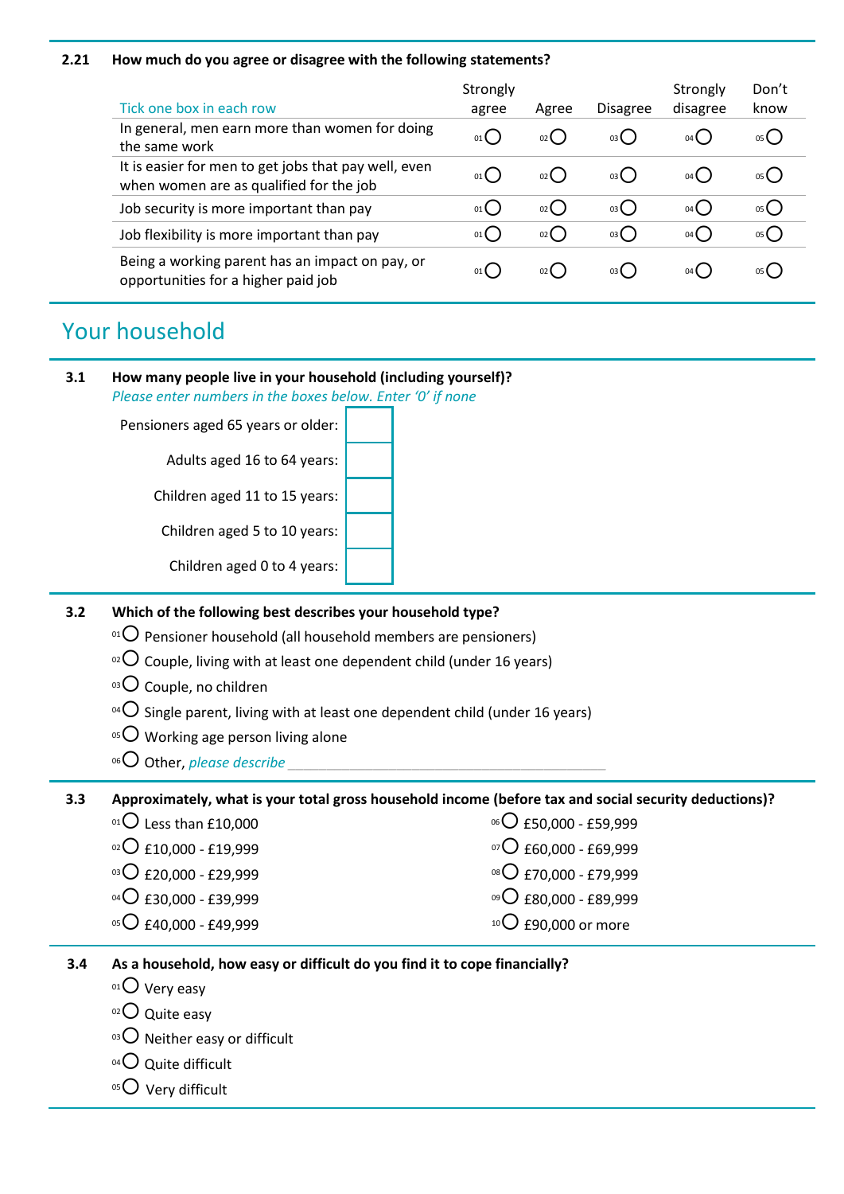**2.21 How much do you agree or disagree with the following statements?**

| Tick one box in each row | Strongly agree | Agree | Disagree | Strongly disagree | Don't know |
|---|---|---|---|---|---|
| In general, men earn more than women for doing the same work | 01 ○ | 02 ○ | 03 ○ | 04 ○ | 05 ○ |
| It is easier for men to get jobs that pay well, even when women are as qualified for the job | 01 ○ | 02 ○ | 03 ○ | 04 ○ | 05 ○ |
| Job security is more important than pay | 01 ○ | 02 ○ | 03 ○ | 04 ○ | 05 ○ |
| Job flexibility is more important than pay | 01 ○ | 02 ○ | 03 ○ | 04 ○ | 05 ○ |
| Being a working parent has an impact on pay, or opportunities for a higher paid job | 01 ○ | 02 ○ | 03 ○ | 04 ○ | 05 ○ |

# Your household

**3.1 How many people live in your household (including yourself)?**

*Please enter numbers in the boxes below. Enter '0' if none*

Pensioners aged 65 years or older: ☐

Adults aged 16 to 64 years: ☐

Children aged 11 to 15 years: ☐

Children aged 5 to 10 years: ☐

Children aged 0 to 4 years: ☐

**3.2 Which of the following best describes your household type?**

- 01 ○ Pensioner household (all household members are pensioners)
- 02 ○ Couple, living with at least one dependent child (under 16 years)
- 03 ○ Couple, no children
- 04 ○ Single parent, living with at least one dependent child (under 16 years)
- 05 ○ Working age person living alone
- 06 ○ Other, *please describe* ____________________

**3.3 Approximately, what is your total gross household income (before tax and social security deductions)?**

- 01 ○ Less than £10,000
- 02 ○ £10,000 - £19,999
- 03 ○ £20,000 - £29,999
- 04 ○ £30,000 - £39,999
- 05 ○ £40,000 - £49,999
- 06 ○ £50,000 - £59,999
- 07 ○ £60,000 - £69,999
- 08 ○ £70,000 - £79,999
- 09 ○ £80,000 - £89,999
- 10 ○ £90,000 or more

**3.4 As a household, how easy or difficult do you find it to cope financially?**

- 01 ○ Very easy
- 02 ○ Quite easy
- 03 ○ Neither easy or difficult
- 04 ○ Quite difficult
- 05 ○ Very difficult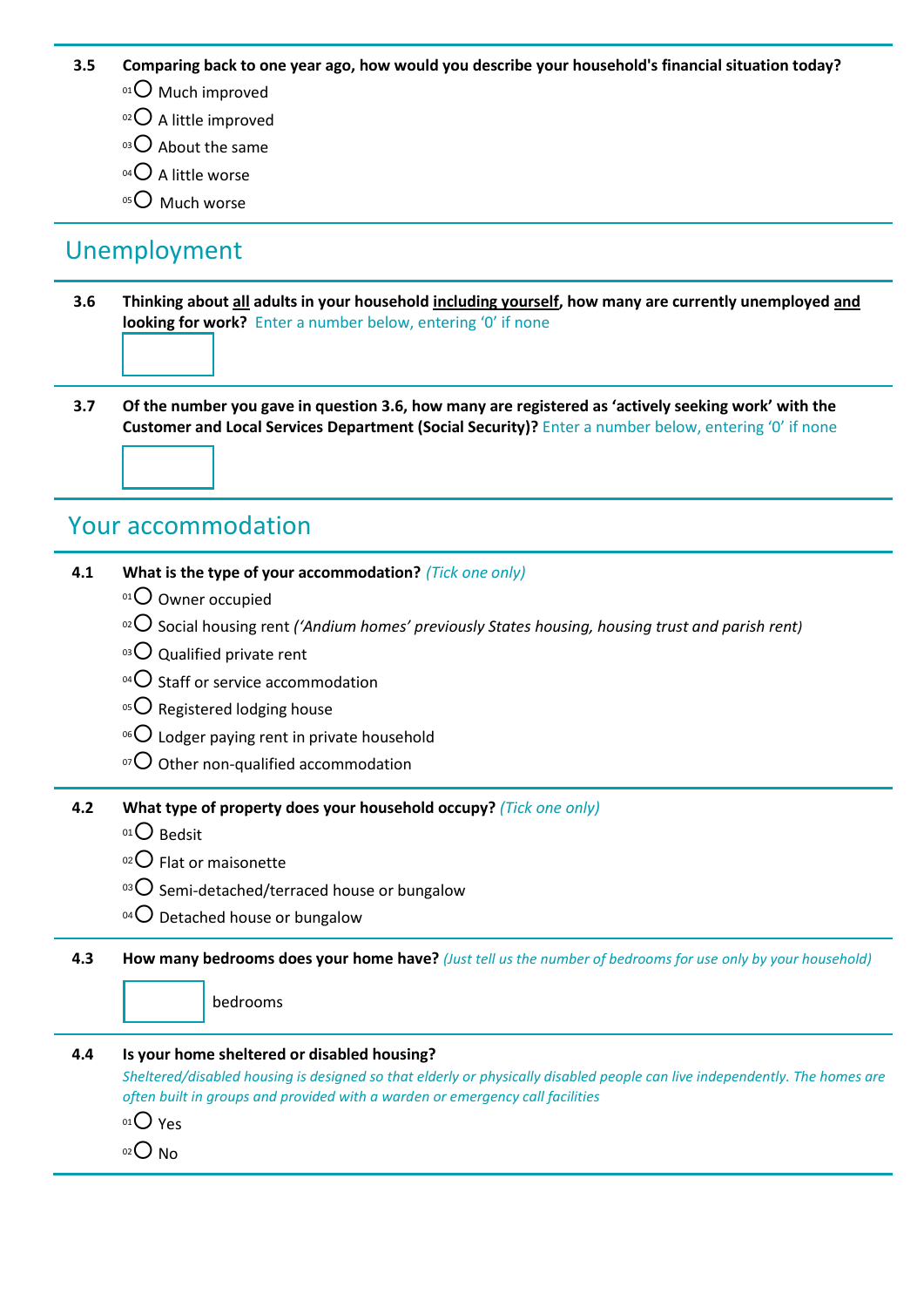**3.5 Comparing back to one year ago, how would you describe your household's financial situation today?**

- 01 ◯ Much improved
- 02 ◯ A little improved
- 03 ◯ About the same
- 04 ◯ A little worse
- 05 ◯ Much worse

## Unemployment

**3.6 Thinking about <u>all</u> adults in your household <u>including yourself</u>, how many are currently unemployed <u>and</u> looking for work?** Enter a number below, entering '0' if none

[ ]

**3.7 Of the number you gave in question 3.6, how many are registered as 'actively seeking work' with the Customer and Local Services Department (Social Security)?** Enter a number below, entering '0' if none

[ ]

## Your accommodation

**4.1 What is the type of your accommodation?** *(Tick one only)*

- 01 ◯ Owner occupied
- 02 ◯ Social housing rent *('Andium homes' previously States housing, housing trust and parish rent)*
- 03 ◯ Qualified private rent
- 04 ◯ Staff or service accommodation
- 05 ◯ Registered lodging house
- 06 ◯ Lodger paying rent in private household
- 07 ◯ Other non-qualified accommodation

**4.2 What type of property does your household occupy?** *(Tick one only)*

- 01 ◯ Bedsit
- 02 ◯ Flat or maisonette
- 03 ◯ Semi-detached/terraced house or bungalow
- 04 ◯ Detached house or bungalow

**4.3 How many bedrooms does your home have?** *(Just tell us the number of bedrooms for use only by your household)*

[ ] bedrooms

**4.4 Is your home sheltered or disabled housing?**

*Sheltered/disabled housing is designed so that elderly or physically disabled people can live independently. The homes are often built in groups and provided with a warden or emergency call facilities*

- 01 ◯ Yes
- 02 ◯ No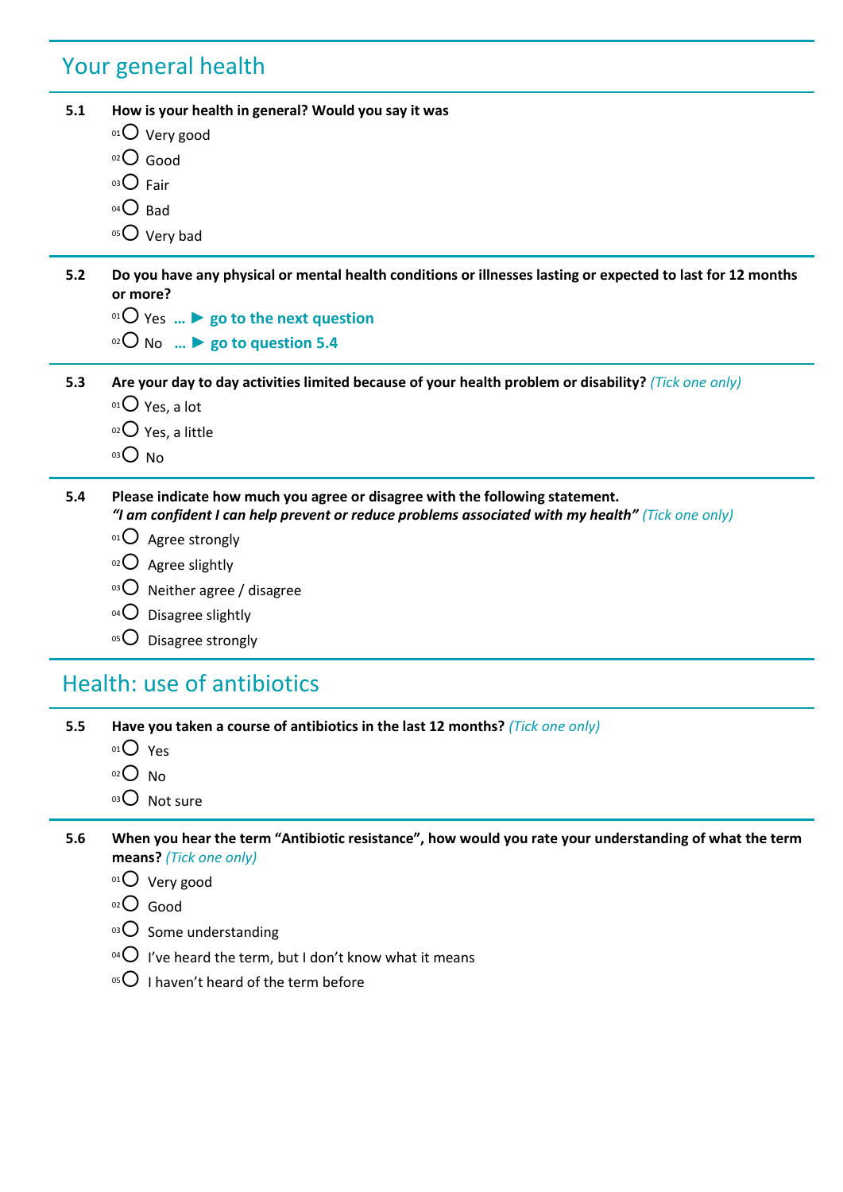## Your general health

**5.1 How is your health in general? Would you say it was**

- 01 ○ Very good
- 02 ○ Good
- 03 ○ Fair
- 04 ○ Bad
- 05 ○ Very bad

**5.2 Do you have any physical or mental health conditions or illnesses lasting or expected to last for 12 months or more?**

- 01 ○ Yes … ▶ **go to the next question**
- 02 ○ No … ▶ **go to question 5.4**

**5.3 Are your day to day activities limited because of your health problem or disability?** *(Tick one only)*

- 01 ○ Yes, a lot
- 02 ○ Yes, a little
- 03 ○ No

**5.4 Please indicate how much you agree or disagree with the following statement.**
***"I am confident I can help prevent or reduce problems associated with my health"*** *(Tick one only)*

- 01 ○ Agree strongly
- 02 ○ Agree slightly
- 03 ○ Neither agree / disagree
- 04 ○ Disagree slightly
- 05 ○ Disagree strongly

## Health: use of antibiotics

**5.5 Have you taken a course of antibiotics in the last 12 months?** *(Tick one only)*

- 01 ○ Yes
- 02 ○ No
- 03 ○ Not sure

**5.6 When you hear the term "Antibiotic resistance", how would you rate your understanding of what the term means?** *(Tick one only)*

- 01 ○ Very good
- 02 ○ Good
- 03 ○ Some understanding
- 04 ○ I've heard the term, but I don't know what it means
- 05 ○ I haven't heard of the term before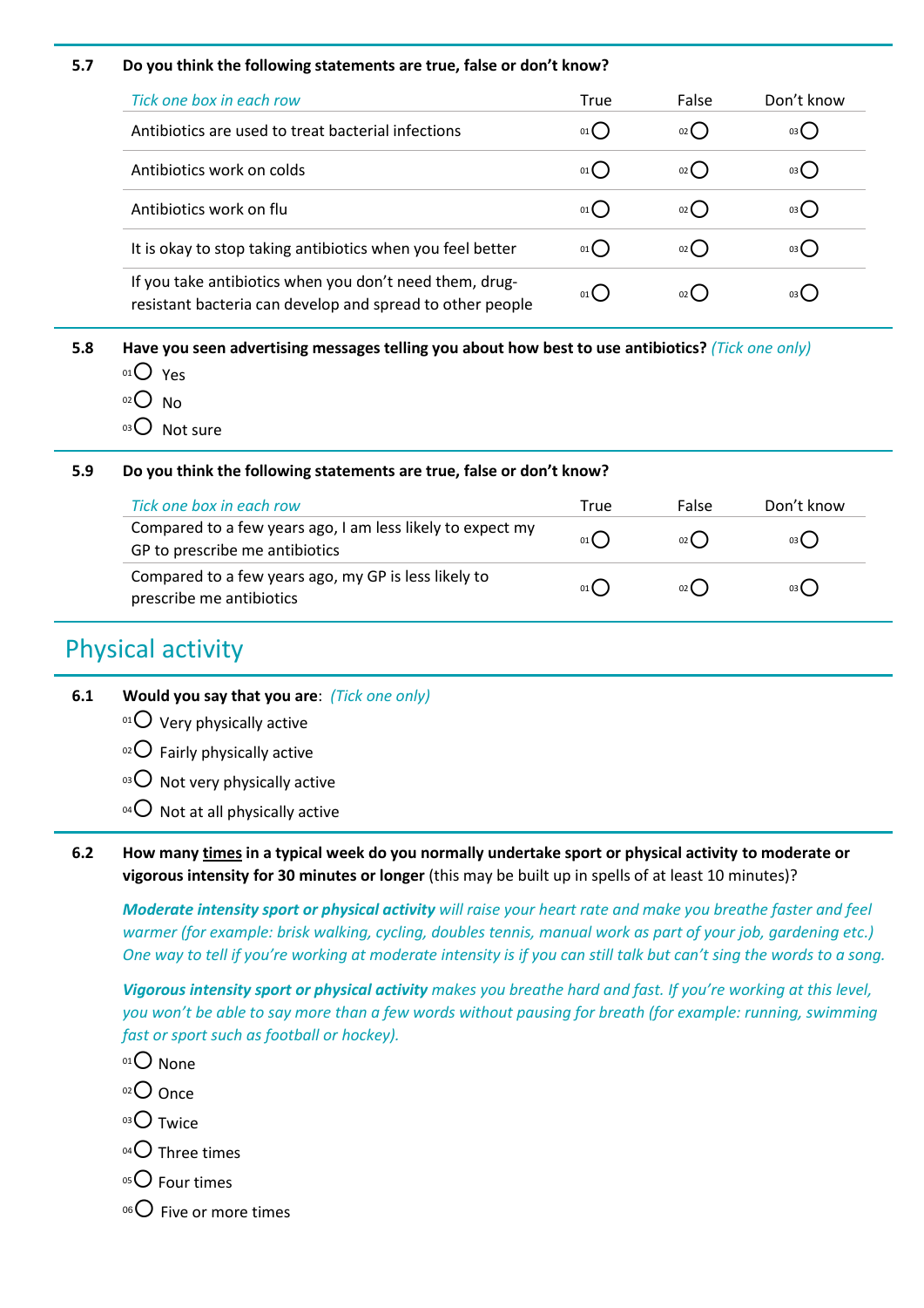**5.7 Do you think the following statements are true, false or don't know?**

| *Tick one box in each row* | True | False | Don't know |
|---|---|---|---|
| Antibiotics are used to treat bacterial infections | 01 ○ | 02 ○ | 03 ○ |
| Antibiotics work on colds | 01 ○ | 02 ○ | 03 ○ |
| Antibiotics work on flu | 01 ○ | 02 ○ | 03 ○ |
| It is okay to stop taking antibiotics when you feel better | 01 ○ | 02 ○ | 03 ○ |
| If you take antibiotics when you don't need them, drug-resistant bacteria can develop and spread to other people | 01 ○ | 02 ○ | 03 ○ |

**5.8 Have you seen advertising messages telling you about how best to use antibiotics?** *(Tick one only)*

- 01 ○ Yes
- 02 ○ No
- 03 ○ Not sure

**5.9 Do you think the following statements are true, false or don't know?**

| *Tick one box in each row* | True | False | Don't know |
|---|---|---|---|
| Compared to a few years ago, I am less likely to expect my GP to prescribe me antibiotics | 01 ○ | 02 ○ | 03 ○ |
| Compared to a few years ago, my GP is less likely to prescribe me antibiotics | 01 ○ | 02 ○ | 03 ○ |

# Physical activity

**6.1 Would you say that you are**: *(Tick one only)*

- 01 ○ Very physically active
- 02 ○ Fairly physically active
- 03 ○ Not very physically active
- 04 ○ Not at all physically active

**6.2 How many times in a typical week do you normally undertake sport or physical activity to moderate or vigorous intensity for 30 minutes or longer** (this may be built up in spells of at least 10 minutes)?

***Moderate intensity sport or physical activity** will raise your heart rate and make you breathe faster and feel warmer (for example: brisk walking, cycling, doubles tennis, manual work as part of your job, gardening etc.) One way to tell if you're working at moderate intensity is if you can still talk but can't sing the words to a song.*

***Vigorous intensity sport or physical activity** makes you breathe hard and fast. If you're working at this level, you won't be able to say more than a few words without pausing for breath (for example: running, swimming fast or sport such as football or hockey).*

- 01 ○ None
- 02 ○ Once
- 03 ○ Twice
- 04 ○ Three times
- 05 ○ Four times
- 06 ○ Five or more times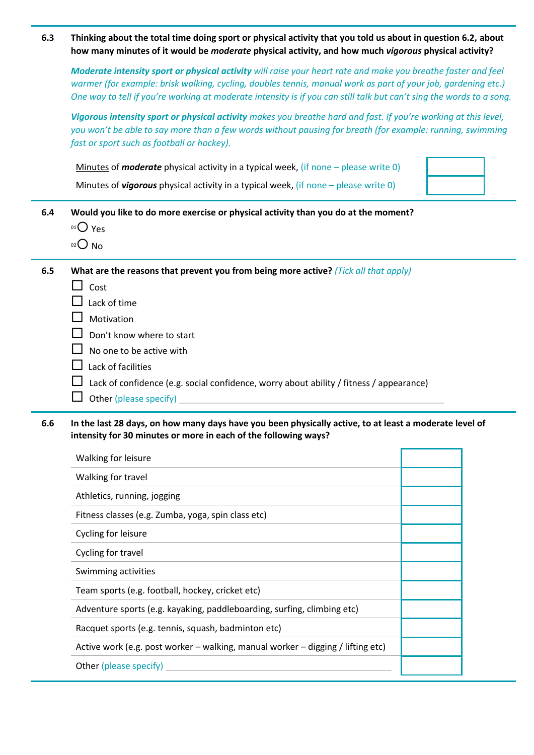**6.3** **Thinking about the total time doing sport or physical activity that you told us about in question 6.2, about how many minutes of it would be *moderate* physical activity, and how much *vigorous* physical activity?**

***Moderate intensity sport or physical activity*** *will raise your heart rate and make you breathe faster and feel warmer (for example: brisk walking, cycling, doubles tennis, manual work as part of your job, gardening etc.) One way to tell if you're working at moderate intensity is if you can still talk but can't sing the words to a song.*

***Vigorous intensity sport or physical activity*** *makes you breathe hard and fast. If you're working at this level, you won't be able to say more than a few words without pausing for breath (for example: running, swimming fast or sport such as football or hockey).*

| | |
|---|---|
| Minutes of ***moderate*** physical activity in a typical week, (if none – please write 0) | |
| Minutes of ***vigorous*** physical activity in a typical week, (if none – please write 0) | |

**6.4** **Would you like to do more exercise or physical activity than you do at the moment?**

- 01 ○ Yes
- 02 ○ No

**6.5** **What are the reasons that prevent you from being more active?** *(Tick all that apply)*

- ☐ Cost
- ☐ Lack of time
- ☐ Motivation
- ☐ Don't know where to start
- ☐ No one to be active with
- ☐ Lack of facilities
- ☐ Lack of confidence (e.g. social confidence, worry about ability / fitness / appearance)
- ☐ Other (please specify) ___________________________

**6.6** **In the last 28 days, on how many days have you been physically active, to at least a moderate level of intensity for 30 minutes or more in each of the following ways?**

| | |
|---|---|
| Walking for leisure | |
| Walking for travel | |
| Athletics, running, jogging | |
| Fitness classes (e.g. Zumba, yoga, spin class etc) | |
| Cycling for leisure | |
| Cycling for travel | |
| Swimming activities | |
| Team sports (e.g. football, hockey, cricket etc) | |
| Adventure sports (e.g. kayaking, paddleboarding, surfing, climbing etc) | |
| Racquet sports (e.g. tennis, squash, badminton etc) | |
| Active work (e.g. post worker – walking, manual worker – digging / lifting etc) | |
| Other (please specify) ___________________________ | |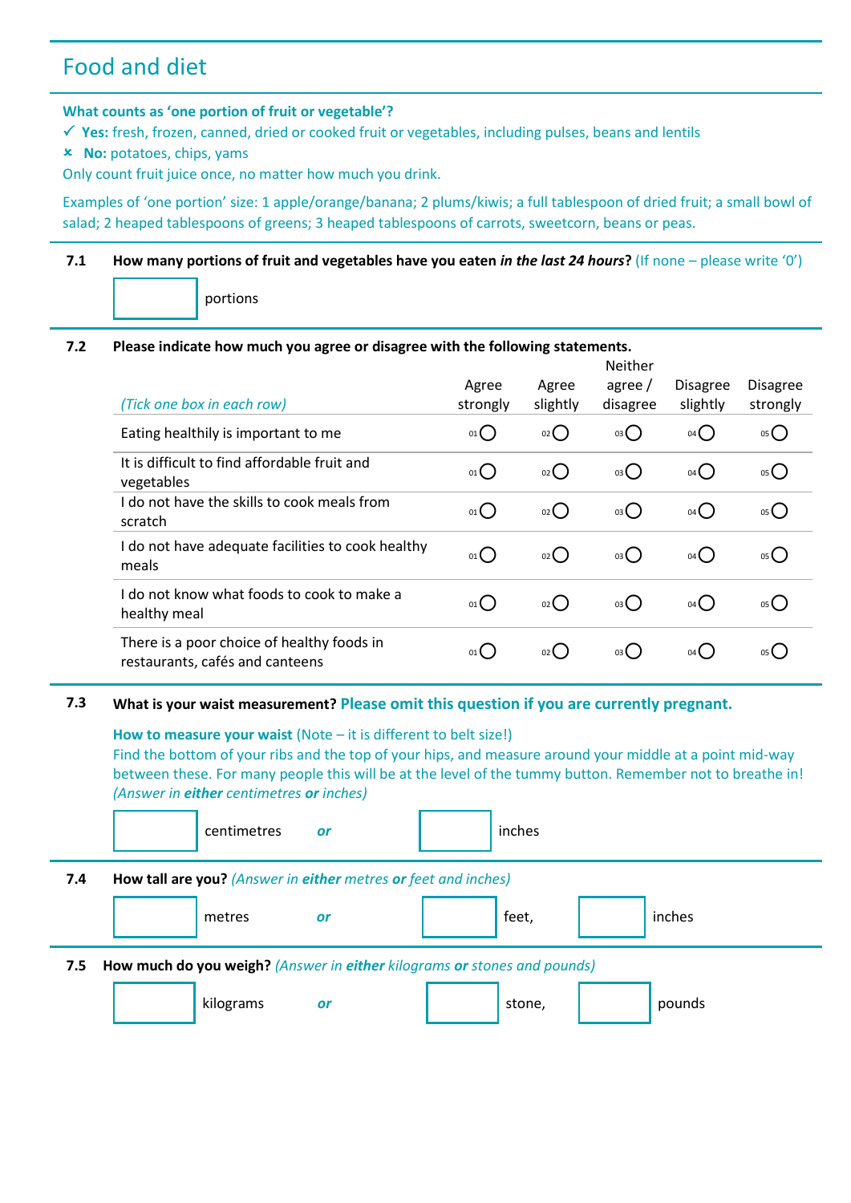# Food and diet

**What counts as 'one portion of fruit or vegetable'?**

✓ **Yes:** fresh, frozen, canned, dried or cooked fruit or vegetables, including pulses, beans and lentils

✗ **No:** potatoes, chips, yams

Only count fruit juice once, no matter how much you drink.

Examples of 'one portion' size: 1 apple/orange/banana; 2 plums/kiwis; a full tablespoon of dried fruit; a small bowl of salad; 2 heaped tablespoons of greens; 3 heaped tablespoons of carrots, sweetcorn, beans or peas.

**7.1 How many portions of fruit and vegetables have you eaten *in the last 24 hours*?** (If none – please write '0')

[ ] portions

**7.2 Please indicate how much you agree or disagree with the following statements.**

| *(Tick one box in each row)* | Agree strongly | Agree slightly | Neither agree / disagree | Disagree slightly | Disagree strongly |
|---|---|---|---|---|---|
| Eating healthily is important to me | 01 ○ | 02 ○ | 03 ○ | 04 ○ | 05 ○ |
| It is difficult to find affordable fruit and vegetables | 01 ○ | 02 ○ | 03 ○ | 04 ○ | 05 ○ |
| I do not have the skills to cook meals from scratch | 01 ○ | 02 ○ | 03 ○ | 04 ○ | 05 ○ |
| I do not have adequate facilities to cook healthy meals | 01 ○ | 02 ○ | 03 ○ | 04 ○ | 05 ○ |
| I do not know what foods to cook to make a healthy meal | 01 ○ | 02 ○ | 03 ○ | 04 ○ | 05 ○ |
| There is a poor choice of healthy foods in restaurants, cafés and canteens | 01 ○ | 02 ○ | 03 ○ | 04 ○ | 05 ○ |

**7.3 What is your waist measurement? Please omit this question if you are currently pregnant.**

**How to measure your waist** (Note – it is different to belt size!)
Find the bottom of your ribs and the top of your hips, and measure around your middle at a point mid-way between these. For many people this will be at the level of the tummy button. Remember not to breathe in!
*(Answer in **either** centimetres **or** inches)*

[ ] centimetres ***or*** [ ] inches

**7.4 How tall are you?** *(Answer in **either** metres **or** feet and inches)*

[ ] metres ***or*** [ ] feet, [ ] inches

**7.5 How much do you weigh?** *(Answer in **either** kilograms **or** stones and pounds)*

[ ] kilograms ***or*** [ ] stone, [ ] pounds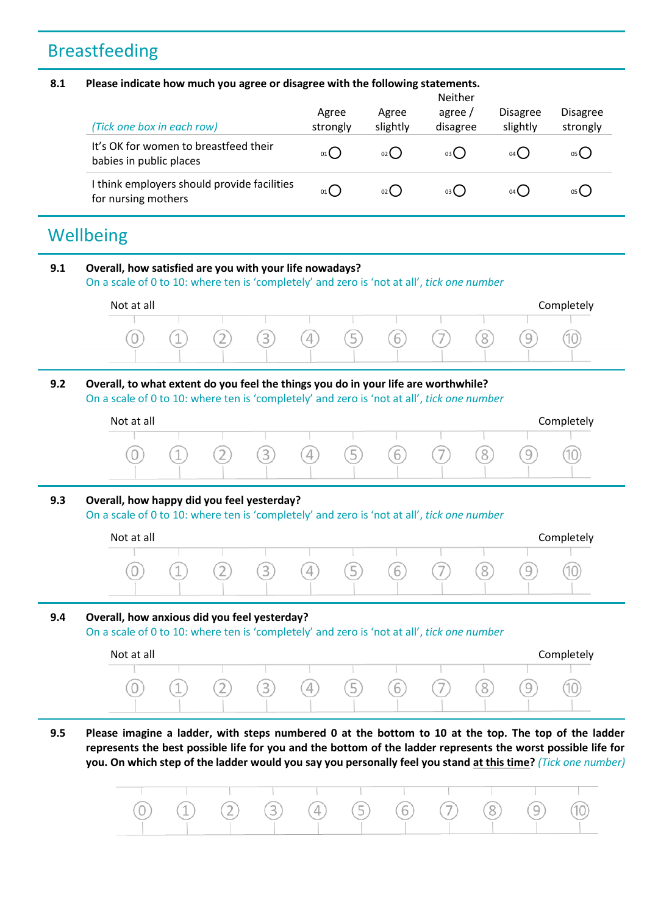## Breastfeeding

**8.1 Please indicate how much you agree or disagree with the following statements.**

| *(Tick one box in each row)* | Agree strongly | Agree slightly | Neither agree / disagree | Disagree slightly | Disagree strongly |
|---|---|---|---|---|---|
| It's OK for women to breastfeed their babies in public places | 01 ○ | 02 ○ | 03 ○ | 04 ○ | 05 ○ |
| I think employers should provide facilities for nursing mothers | 01 ○ | 02 ○ | 03 ○ | 04 ○ | 05 ○ |

## Wellbeing

**9.1 Overall, how satisfied are you with your life nowadays?**

On a scale of 0 to 10: where ten is 'completely' and zero is 'not at all', *tick one number*

| Not at all | | | | | | | | | | Completely |
|---|---|---|---|---|---|---|---|---|---|---|
| 0 | 1 | 2 | 3 | 4 | 5 | 6 | 7 | 8 | 9 | 10 |

**9.2 Overall, to what extent do you feel the things you do in your life are worthwhile?**

On a scale of 0 to 10: where ten is 'completely' and zero is 'not at all', *tick one number*

| Not at all | | | | | | | | | | Completely |
|---|---|---|---|---|---|---|---|---|---|---|
| 0 | 1 | 2 | 3 | 4 | 5 | 6 | 7 | 8 | 9 | 10 |

**9.3 Overall, how happy did you feel yesterday?**

On a scale of 0 to 10: where ten is 'completely' and zero is 'not at all', *tick one number*

| Not at all | | | | | | | | | | Completely |
|---|---|---|---|---|---|---|---|---|---|---|
| 0 | 1 | 2 | 3 | 4 | 5 | 6 | 7 | 8 | 9 | 10 |

**9.4 Overall, how anxious did you feel yesterday?**

On a scale of 0 to 10: where ten is 'completely' and zero is 'not at all', *tick one number*

| Not at all | | | | | | | | | | Completely |
|---|---|---|---|---|---|---|---|---|---|---|
| 0 | 1 | 2 | 3 | 4 | 5 | 6 | 7 | 8 | 9 | 10 |

**9.5 Please imagine a ladder, with steps numbered 0 at the bottom to 10 at the top. The top of the ladder represents the best possible life for you and the bottom of the ladder represents the worst possible life for you. On which step of the ladder would you say you personally feel you stand <u>at this time</u>?** *(Tick one number)*

| 0 | 1 | 2 | 3 | 4 | 5 | 6 | 7 | 8 | 9 | 10 |
|---|---|---|---|---|---|---|---|---|---|---|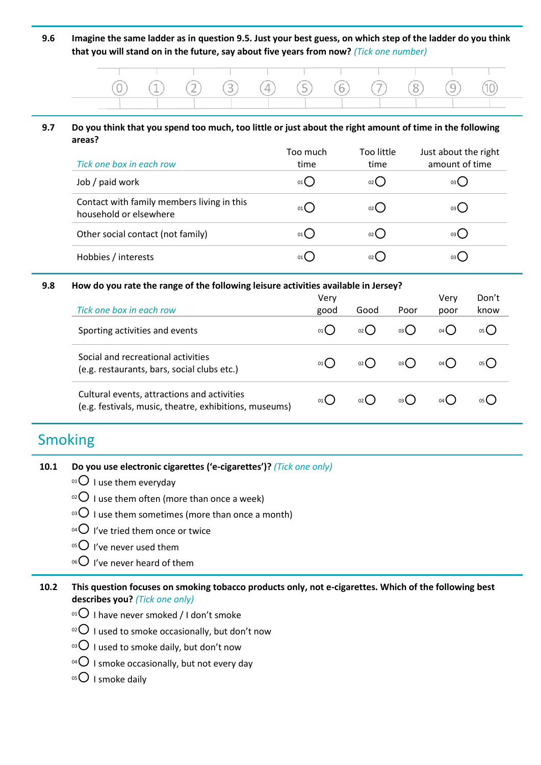**9.6** **Imagine the same ladder as in question 9.5. Just your best guess, on which step of the ladder do you think that you will stand on in the future, say about five years from now?** *(Tick one number)*

| 0 | 1 | 2 | 3 | 4 | 5 | 6 | 7 | 8 | 9 | 10 |
|---|---|---|---|---|---|---|---|---|---|---|
| ○ | ○ | ○ | ○ | ○ | ○ | ○ | ○ | ○ | ○ | ○ |

**9.7** **Do you think that you spend too much, too little or just about the right amount of time in the following areas?**

| *Tick one box in each row* | Too much time | Too little time | Just about the right amount of time |
|---|---|---|---|
| Job / paid work | 01 ○ | 02 ○ | 03 ○ |
| Contact with family members living in this household or elsewhere | 01 ○ | 02 ○ | 03 ○ |
| Other social contact (not family) | 01 ○ | 02 ○ | 03 ○ |
| Hobbies / interests | 01 ○ | 02 ○ | 03 ○ |

**9.8** **How do you rate the range of the following leisure activities available in Jersey?**

| *Tick one box in each row* | Very good | Good | Poor | Very poor | Don't know |
|---|---|---|---|---|---|
| Sporting activities and events | 01 ○ | 02 ○ | 03 ○ | 04 ○ | 05 ○ |
| Social and recreational activities (e.g. restaurants, bars, social clubs etc.) | 01 ○ | 02 ○ | 03 ○ | 04 ○ | 05 ○ |
| Cultural events, attractions and activities (e.g. festivals, music, theatre, exhibitions, museums) | 01 ○ | 02 ○ | 03 ○ | 04 ○ | 05 ○ |

## Smoking

**10.1** **Do you use electronic cigarettes ('e-cigarettes')?** *(Tick one only)*

- 01 ○ I use them everyday
- 02 ○ I use them often (more than once a week)
- 03 ○ I use them sometimes (more than once a month)
- 04 ○ I've tried them once or twice
- 05 ○ I've never used them
- 06 ○ I've never heard of them

**10.2** **This question focuses on smoking tobacco products only, not e-cigarettes. Which of the following best describes you?** *(Tick one only)*

- 01 ○ I have never smoked / I don't smoke
- 02 ○ I used to smoke occasionally, but don't now
- 03 ○ I used to smoke daily, but don't now
- 04 ○ I smoke occasionally, but not every day
- 05 ○ I smoke daily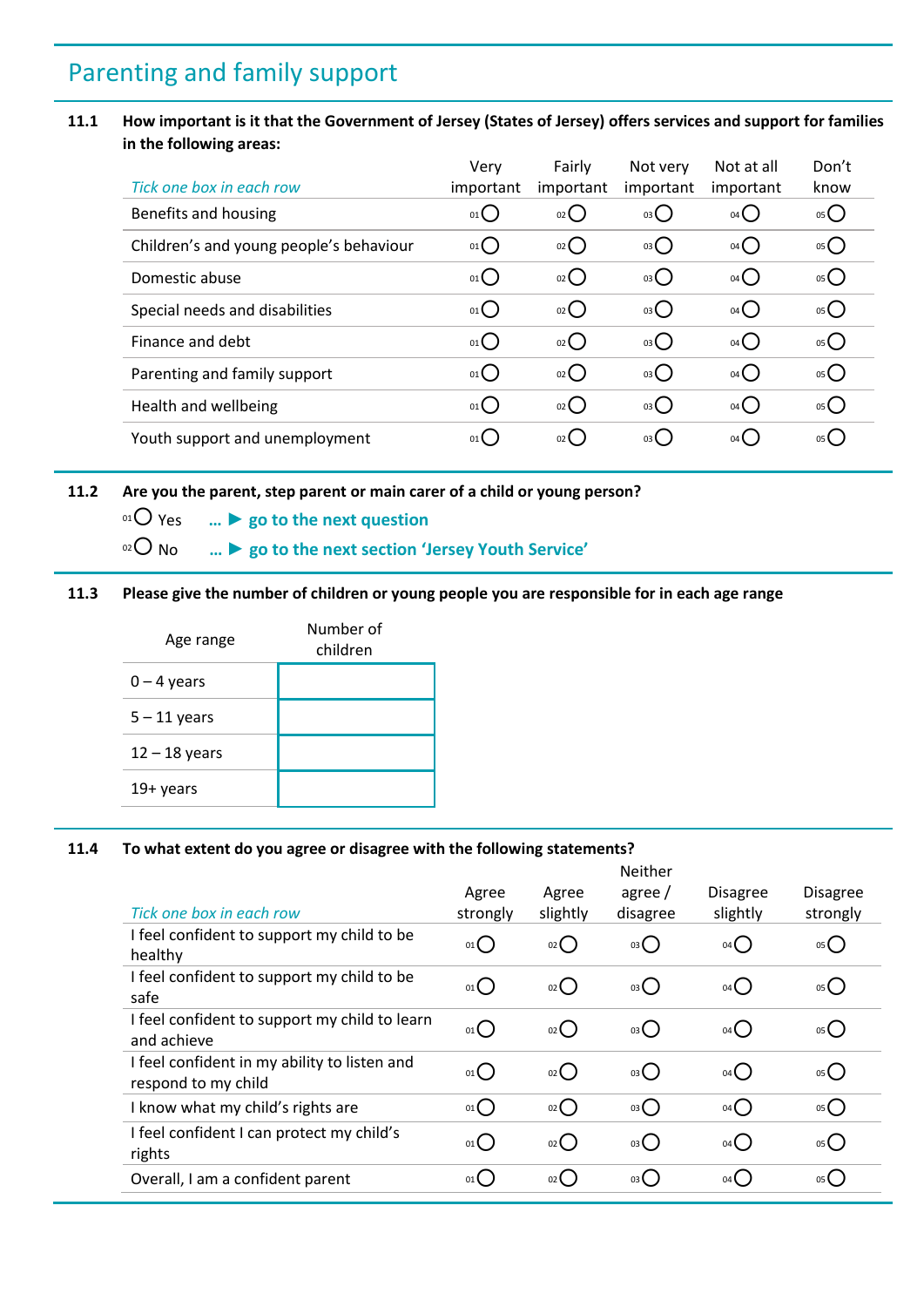# Parenting and family support

**11.1 How important is it that the Government of Jersey (States of Jersey) offers services and support for families in the following areas:**

| *Tick one box in each row* | Very important | Fairly important | Not very important | Not at all important | Don't know |
|---|---|---|---|---|---|
| Benefits and housing | 01 ○ | 02 ○ | 03 ○ | 04 ○ | 05 ○ |
| Children's and young people's behaviour | 01 ○ | 02 ○ | 03 ○ | 04 ○ | 05 ○ |
| Domestic abuse | 01 ○ | 02 ○ | 03 ○ | 04 ○ | 05 ○ |
| Special needs and disabilities | 01 ○ | 02 ○ | 03 ○ | 04 ○ | 05 ○ |
| Finance and debt | 01 ○ | 02 ○ | 03 ○ | 04 ○ | 05 ○ |
| Parenting and family support | 01 ○ | 02 ○ | 03 ○ | 04 ○ | 05 ○ |
| Health and wellbeing | 01 ○ | 02 ○ | 03 ○ | 04 ○ | 05 ○ |
| Youth support and unemployment | 01 ○ | 02 ○ | 03 ○ | 04 ○ | 05 ○ |

**11.2 Are you the parent, step parent or main carer of a child or young person?**

01 ○ Yes … ► **go to the next question**

02 ○ No … ► **go to the next section 'Jersey Youth Service'**

**11.3 Please give the number of children or young people you are responsible for in each age range**

| Age range | Number of children |
|---|---|
| 0 – 4 years | |
| 5 – 11 years | |
| 12 – 18 years | |
| 19+ years | |

**11.4 To what extent do you agree or disagree with the following statements?**

| *Tick one box in each row* | Agree strongly | Agree slightly | Neither agree / disagree | Disagree slightly | Disagree strongly |
|---|---|---|---|---|---|
| I feel confident to support my child to be healthy | 01 ○ | 02 ○ | 03 ○ | 04 ○ | 05 ○ |
| I feel confident to support my child to be safe | 01 ○ | 02 ○ | 03 ○ | 04 ○ | 05 ○ |
| I feel confident to support my child to learn and achieve | 01 ○ | 02 ○ | 03 ○ | 04 ○ | 05 ○ |
| I feel confident in my ability to listen and respond to my child | 01 ○ | 02 ○ | 03 ○ | 04 ○ | 05 ○ |
| I know what my child's rights are | 01 ○ | 02 ○ | 03 ○ | 04 ○ | 05 ○ |
| I feel confident I can protect my child's rights | 01 ○ | 02 ○ | 03 ○ | 04 ○ | 05 ○ |
| Overall, I am a confident parent | 01 ○ | 02 ○ | 03 ○ | 04 ○ | 05 ○ |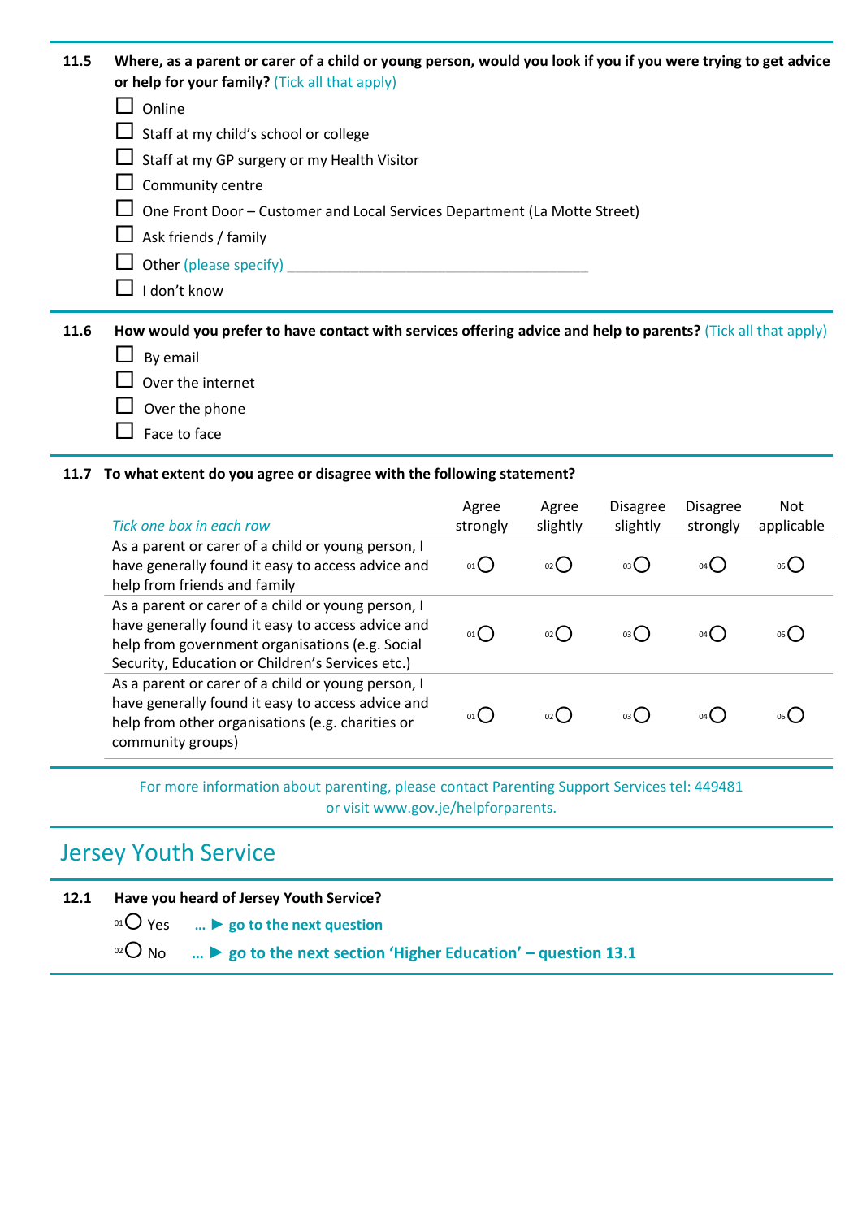**11.5 Where, as a parent or carer of a child or young person, would you look if you if you were trying to get advice or help for your family?** (Tick all that apply)

- ☐ Online
- ☐ Staff at my child's school or college
- ☐ Staff at my GP surgery or my Health Visitor
- ☐ Community centre
- ☐ One Front Door – Customer and Local Services Department (La Motte Street)
- ☐ Ask friends / family
- ☐ Other (please specify) ________________________________________
- ☐ I don't know

**11.6 How would you prefer to have contact with services offering advice and help to parents?** (Tick all that apply)

- ☐ By email
- ☐ Over the internet
- ☐ Over the phone
- ☐ Face to face

**11.7 To what extent do you agree or disagree with the following statement?**

| *Tick one box in each row* | Agree strongly | Agree slightly | Disagree slightly | Disagree strongly | Not applicable |
|---|---|---|---|---|---|
| As a parent or carer of a child or young person, I have generally found it easy to access advice and help from friends and family | 01 ○ | 02 ○ | 03 ○ | 04 ○ | 05 ○ |
| As a parent or carer of a child or young person, I have generally found it easy to access advice and help from government organisations (e.g. Social Security, Education or Children's Services etc.) | 01 ○ | 02 ○ | 03 ○ | 04 ○ | 05 ○ |
| As a parent or carer of a child or young person, I have generally found it easy to access advice and help from other organisations (e.g. charities or community groups) | 01 ○ | 02 ○ | 03 ○ | 04 ○ | 05 ○ |

For more information about parenting, please contact Parenting Support Services tel: 449481 or visit www.gov.je/helpforparents.

## Jersey Youth Service

**12.1 Have you heard of Jersey Youth Service?**

- 01 ○ Yes … ▶ **go to the next question**
- 02 ○ No … ▶ **go to the next section 'Higher Education' – question 13.1**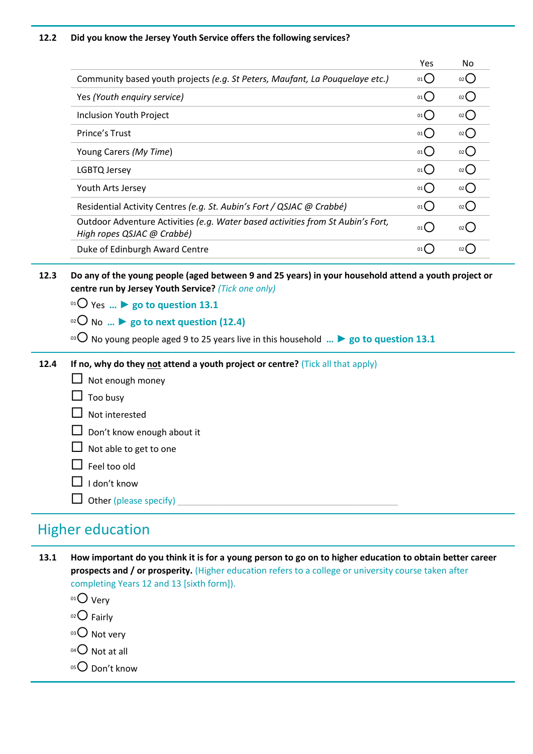**12.2 Did you know the Jersey Youth Service offers the following services?**

| | Yes | No |
|---|---|---|
| Community based youth projects *(e.g. St Peters, Maufant, La Pouquelaye etc.)* | 01 ○ | 02 ○ |
| Yes *(Youth enquiry service)* | 01 ○ | 02 ○ |
| Inclusion Youth Project | 01 ○ | 02 ○ |
| Prince's Trust | 01 ○ | 02 ○ |
| Young Carers *(My Time)* | 01 ○ | 02 ○ |
| LGBTQ Jersey | 01 ○ | 02 ○ |
| Youth Arts Jersey | 01 ○ | 02 ○ |
| Residential Activity Centres *(e.g. St. Aubin's Fort / QSJAC @ Crabbé)* | 01 ○ | 02 ○ |
| Outdoor Adventure Activities *(e.g. Water based activities from St Aubin's Fort, High ropes QSJAC @ Crabbé)* | 01 ○ | 02 ○ |
| Duke of Edinburgh Award Centre | 01 ○ | 02 ○ |

**12.3 Do any of the young people (aged between 9 and 25 years) in your household attend a youth project or centre run by Jersey Youth Service?** *(Tick one only)*

- 01 ○ Yes … ► **go to question 13.1**
- 02 ○ No … ► **go to next question (12.4)**
- 03 ○ No young people aged 9 to 25 years live in this household … ► **go to question 13.1**

**12.4 If no, why do they not attend a youth project or centre?** (Tick all that apply)

- ☐ Not enough money
- ☐ Too busy
- ☐ Not interested
- ☐ Don't know enough about it
- ☐ Not able to get to one
- ☐ Feel too old
- ☐ I don't know
- ☐ Other (please specify) ____________________

## Higher education

**13.1 How important do you think it is for a young person to go on to higher education to obtain better career prospects and / or prosperity.** (Higher education refers to a college or university course taken after completing Years 12 and 13 [sixth form]).

- 01 ○ Very
- 02 ○ Fairly
- 03 ○ Not very
- 04 ○ Not at all
- 05 ○ Don't know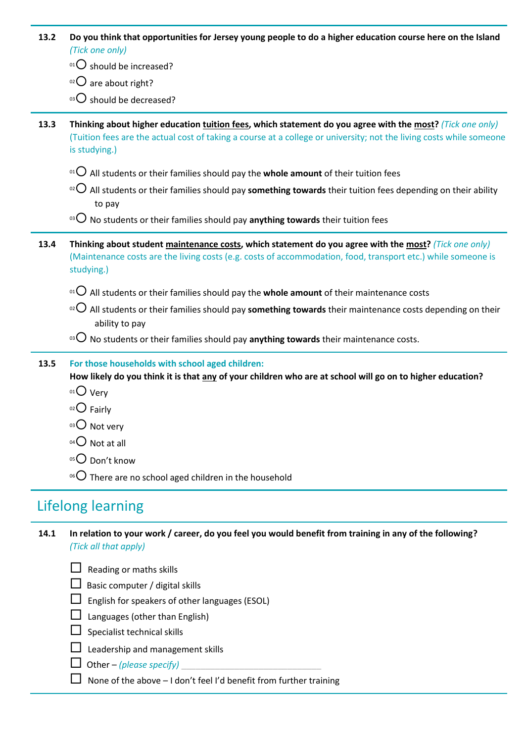**13.2 Do you think that opportunities for Jersey young people to do a higher education course here on the Island** *(Tick one only)*

- 01 ◯ should be increased?
- 02 ◯ are about right?
- 03 ◯ should be decreased?

**13.3 Thinking about higher education tuition fees, which statement do you agree with the most?** *(Tick one only)*
(Tuition fees are the actual cost of taking a course at a college or university; not the living costs while someone is studying.)

- 01 ◯ All students or their families should pay the **whole amount** of their tuition fees
- 02 ◯ All students or their families should pay **something towards** their tuition fees depending on their ability to pay
- 03 ◯ No students or their families should pay **anything towards** their tuition fees

**13.4 Thinking about student maintenance costs, which statement do you agree with the most?** *(Tick one only)*
(Maintenance costs are the living costs (e.g. costs of accommodation, food, transport etc.) while someone is studying.)

- 01 ◯ All students or their families should pay the **whole amount** of their maintenance costs
- 02 ◯ All students or their families should pay **something towards** their maintenance costs depending on their ability to pay
- 03 ◯ No students or their families should pay **anything towards** their maintenance costs.

**13.5 For those households with school aged children:**
**How likely do you think it is that any of your children who are at school will go on to higher education?**

- 01 ◯ Very
- 02 ◯ Fairly
- 03 ◯ Not very
- 04 ◯ Not at all
- 05 ◯ Don't know
- 06 ◯ There are no school aged children in the household

## Lifelong learning

**14.1 In relation to your work / career, do you feel you would benefit from training in any of the following?** *(Tick all that apply)*

- ☐ Reading or maths skills
- ☐ Basic computer / digital skills
- ☐ English for speakers of other languages (ESOL)
- ☐ Languages (other than English)
- ☐ Specialist technical skills
- ☐ Leadership and management skills
- ☐ Other – *(please specify)* ______________________
- ☐ None of the above – I don't feel I'd benefit from further training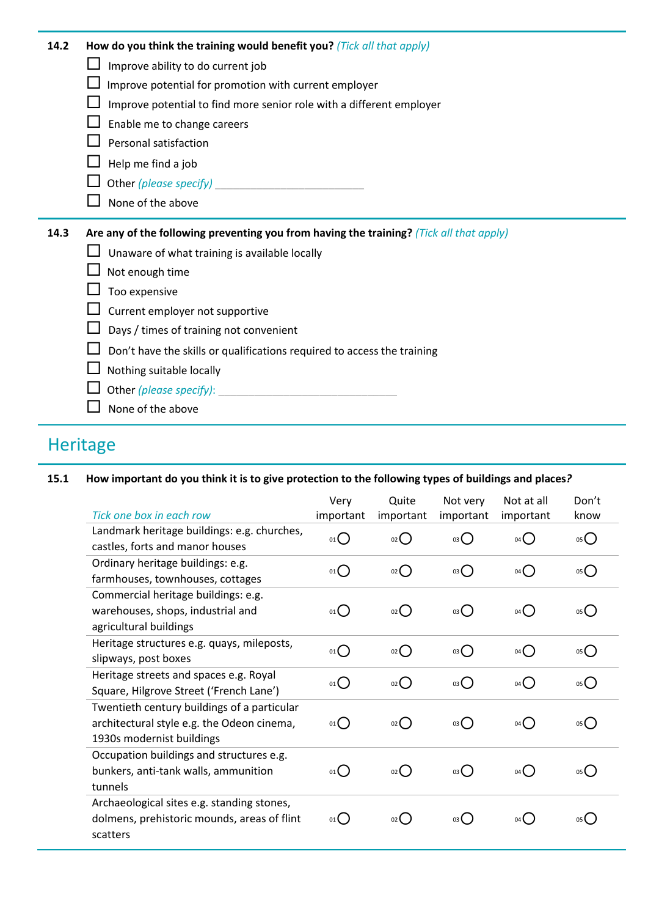**14.2 How do you think the training would benefit you?** *(Tick all that apply)*

- ☐ Improve ability to do current job
- ☐ Improve potential for promotion with current employer
- ☐ Improve potential to find more senior role with a different employer
- ☐ Enable me to change careers
- ☐ Personal satisfaction
- ☐ Help me find a job
- ☐ Other *(please specify)* ______________________________
- ☐ None of the above

**14.3 Are any of the following preventing you from having the training?** *(Tick all that apply)*

- ☐ Unaware of what training is available locally
- ☐ Not enough time
- ☐ Too expensive
- ☐ Current employer not supportive
- ☐ Days / times of training not convenient
- ☐ Don't have the skills or qualifications required to access the training
- ☐ Nothing suitable locally
- ☐ Other *(please specify)*: ____________________________________
- ☐ None of the above

## Heritage

**15.1 How important do you think it is to give protection to the following types of buildings and places?**

| *Tick one box in each row* | Very important | Quite important | Not very important | Not at all important | Don't know |
|---|---|---|---|---|---|
| Landmark heritage buildings: e.g. churches, castles, forts and manor houses | 01 ◯ | 02 ◯ | 03 ◯ | 04 ◯ | 05 ◯ |
| Ordinary heritage buildings: e.g. farmhouses, townhouses, cottages | 01 ◯ | 02 ◯ | 03 ◯ | 04 ◯ | 05 ◯ |
| Commercial heritage buildings: e.g. warehouses, shops, industrial and agricultural buildings | 01 ◯ | 02 ◯ | 03 ◯ | 04 ◯ | 05 ◯ |
| Heritage structures e.g. quays, mileposts, slipways, post boxes | 01 ◯ | 02 ◯ | 03 ◯ | 04 ◯ | 05 ◯ |
| Heritage streets and spaces e.g. Royal Square, Hilgrove Street ('French Lane') | 01 ◯ | 02 ◯ | 03 ◯ | 04 ◯ | 05 ◯ |
| Twentieth century buildings of a particular architectural style e.g. the Odeon cinema, 1930s modernist buildings | 01 ◯ | 02 ◯ | 03 ◯ | 04 ◯ | 05 ◯ |
| Occupation buildings and structures e.g. bunkers, anti-tank walls, ammunition tunnels | 01 ◯ | 02 ◯ | 03 ◯ | 04 ◯ | 05 ◯ |
| Archaeological sites e.g. standing stones, dolmens, prehistoric mounds, areas of flint scatters | 01 ◯ | 02 ◯ | 03 ◯ | 04 ◯ | 05 ◯ |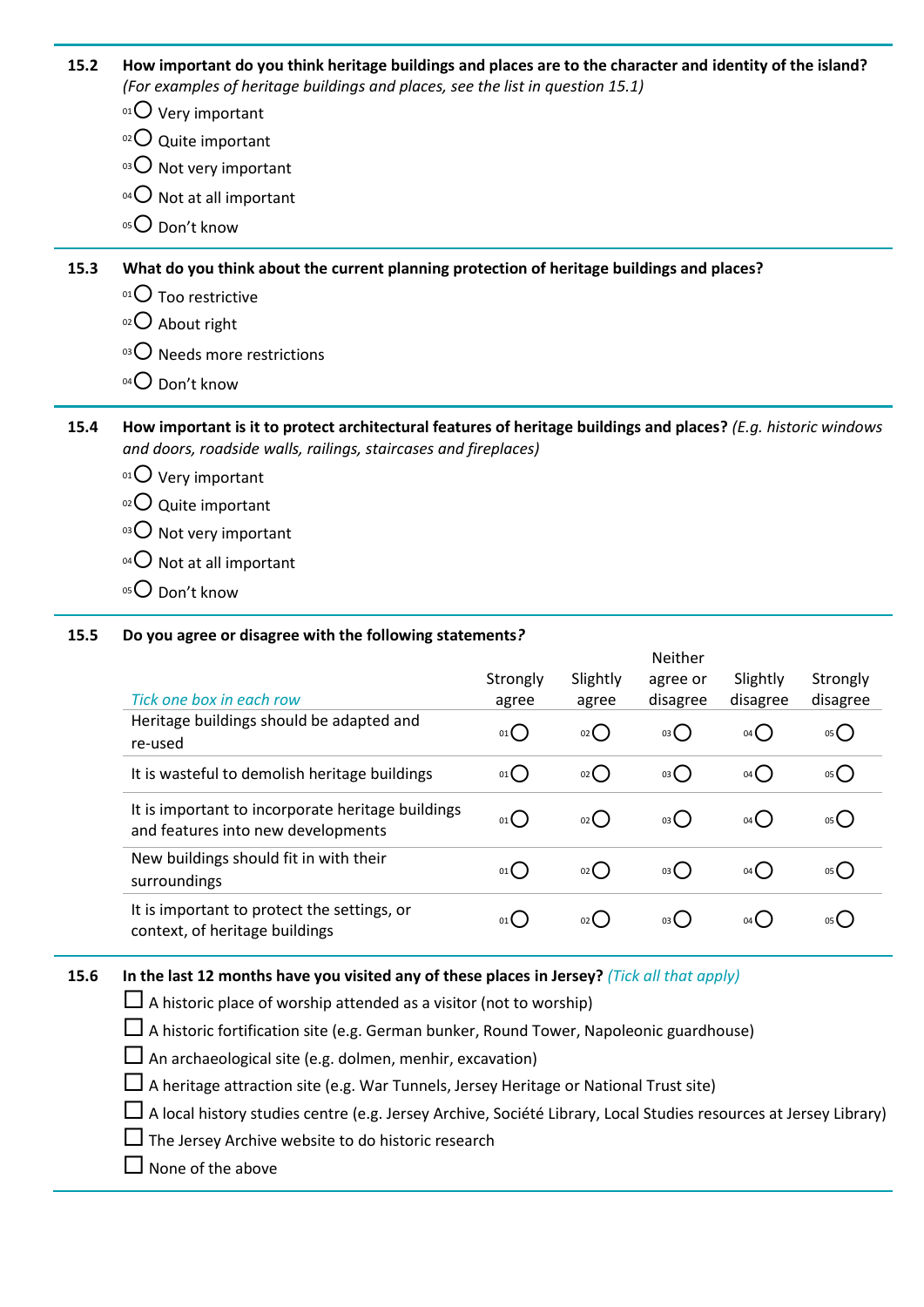**15.2 How important do you think heritage buildings and places are to the character and identity of the island?**
*(For examples of heritage buildings and places, see the list in question 15.1)*

- 01 ○ Very important
- 02 ○ Quite important
- 03 ○ Not very important
- 04 ○ Not at all important
- 05 ○ Don't know

**15.3 What do you think about the current planning protection of heritage buildings and places?**

- 01 ○ Too restrictive
- 02 ○ About right
- 03 ○ Needs more restrictions
- 04 ○ Don't know

**15.4 How important is it to protect architectural features of heritage buildings and places?** *(E.g. historic windows and doors, roadside walls, railings, staircases and fireplaces)*

- 01 ○ Very important
- 02 ○ Quite important
- 03 ○ Not very important
- 04 ○ Not at all important
- 05 ○ Don't know

**15.5 Do you agree or disagree with the following statements?**

| *Tick one box in each row* | Strongly agree | Slightly agree | Neither agree or disagree | Slightly disagree | Strongly disagree |
|---|---|---|---|---|---|
| Heritage buildings should be adapted and re-used | 01 ○ | 02 ○ | 03 ○ | 04 ○ | 05 ○ |
| It is wasteful to demolish heritage buildings | 01 ○ | 02 ○ | 03 ○ | 04 ○ | 05 ○ |
| It is important to incorporate heritage buildings and features into new developments | 01 ○ | 02 ○ | 03 ○ | 04 ○ | 05 ○ |
| New buildings should fit in with their surroundings | 01 ○ | 02 ○ | 03 ○ | 04 ○ | 05 ○ |
| It is important to protect the settings, or context, of heritage buildings | 01 ○ | 02 ○ | 03 ○ | 04 ○ | 05 ○ |

**15.6 In the last 12 months have you visited any of these places in Jersey?** *(Tick all that apply)*

- ☐ A historic place of worship attended as a visitor (not to worship)
- ☐ A historic fortification site (e.g. German bunker, Round Tower, Napoleonic guardhouse)
- ☐ An archaeological site (e.g. dolmen, menhir, excavation)
- ☐ A heritage attraction site (e.g. War Tunnels, Jersey Heritage or National Trust site)
- ☐ A local history studies centre (e.g. Jersey Archive, Société Library, Local Studies resources at Jersey Library)
- ☐ The Jersey Archive website to do historic research
- ☐ None of the above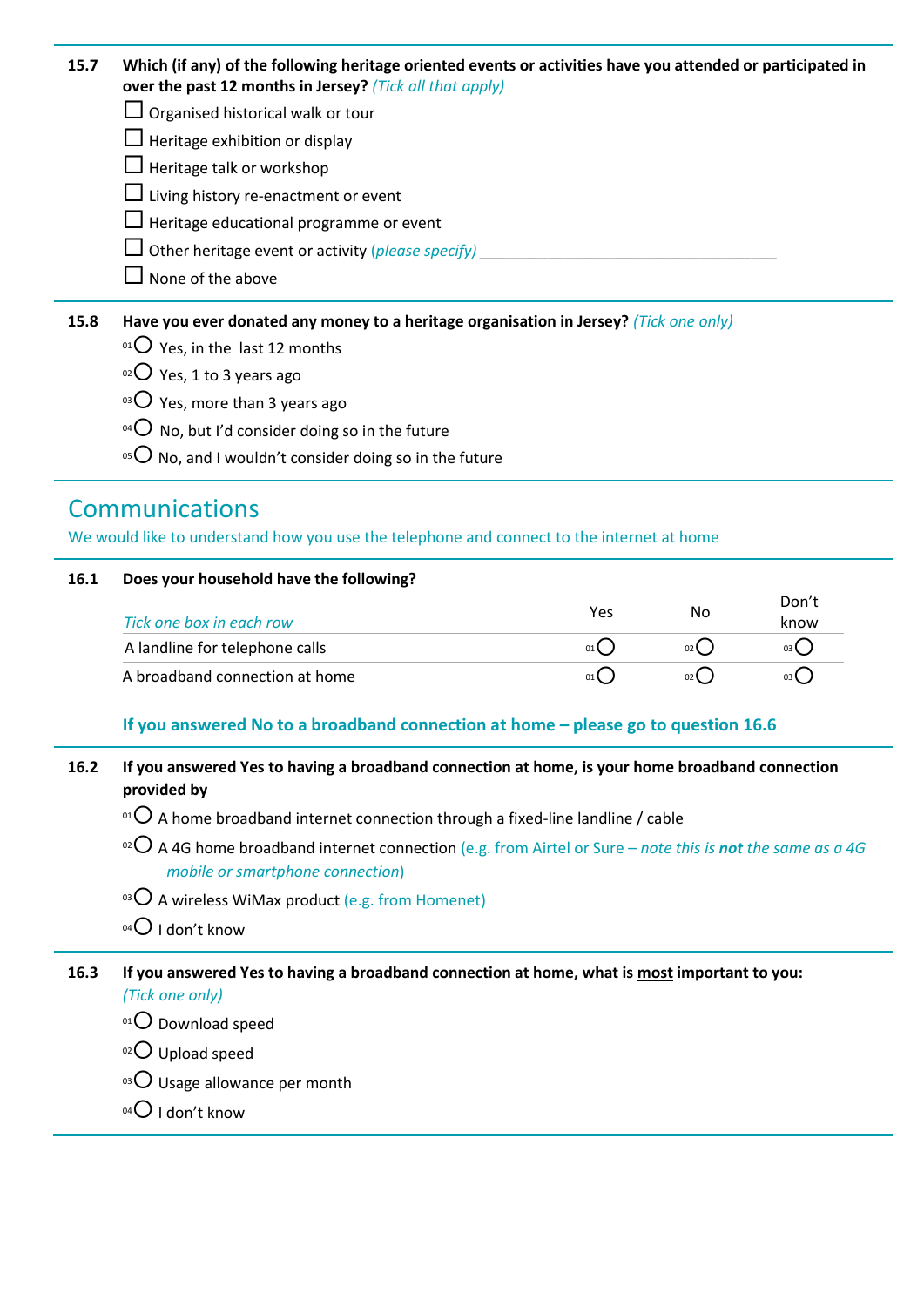**15.7 Which (if any) of the following heritage oriented events or activities have you attended or participated in over the past 12 months in Jersey?** *(Tick all that apply)*

- ☐ Organised historical walk or tour
- ☐ Heritage exhibition or display
- ☐ Heritage talk or workshop
- ☐ Living history re-enactment or event
- ☐ Heritage educational programme or event
- ☐ Other heritage event or activity *(please specify)* ____________________
- ☐ None of the above

**15.8 Have you ever donated any money to a heritage organisation in Jersey?** *(Tick one only)*

- 01 ○ Yes, in the last 12 months
- 02 ○ Yes, 1 to 3 years ago
- 03 ○ Yes, more than 3 years ago
- 04 ○ No, but I'd consider doing so in the future
- 05 ○ No, and I wouldn't consider doing so in the future

## Communications

We would like to understand how you use the telephone and connect to the internet at home

**16.1 Does your household have the following?**

| *Tick one box in each row* | Yes | No | Don't know |
|---|---|---|---|
| A landline for telephone calls | 01 ○ | 02 ○ | 03 ○ |
| A broadband connection at home | 01 ○ | 02 ○ | 03 ○ |

**If you answered No to a broadband connection at home – please go to question 16.6**

**16.2 If you answered Yes to having a broadband connection at home, is your home broadband connection provided by**

- 01 ○ A home broadband internet connection through a fixed-line landline / cable
- 02 ○ A 4G home broadband internet connection (e.g. from Airtel or Sure – *note this is **not** the same as a 4G mobile or smartphone connection*)
- 03 ○ A wireless WiMax product (e.g. from Homenet)
- 04 ○ I don't know

**16.3 If you answered Yes to having a broadband connection at home, what is most important to you:** *(Tick one only)*

- 01 ○ Download speed
- 02 ○ Upload speed
- 03 ○ Usage allowance per month
- 04 ○ I don't know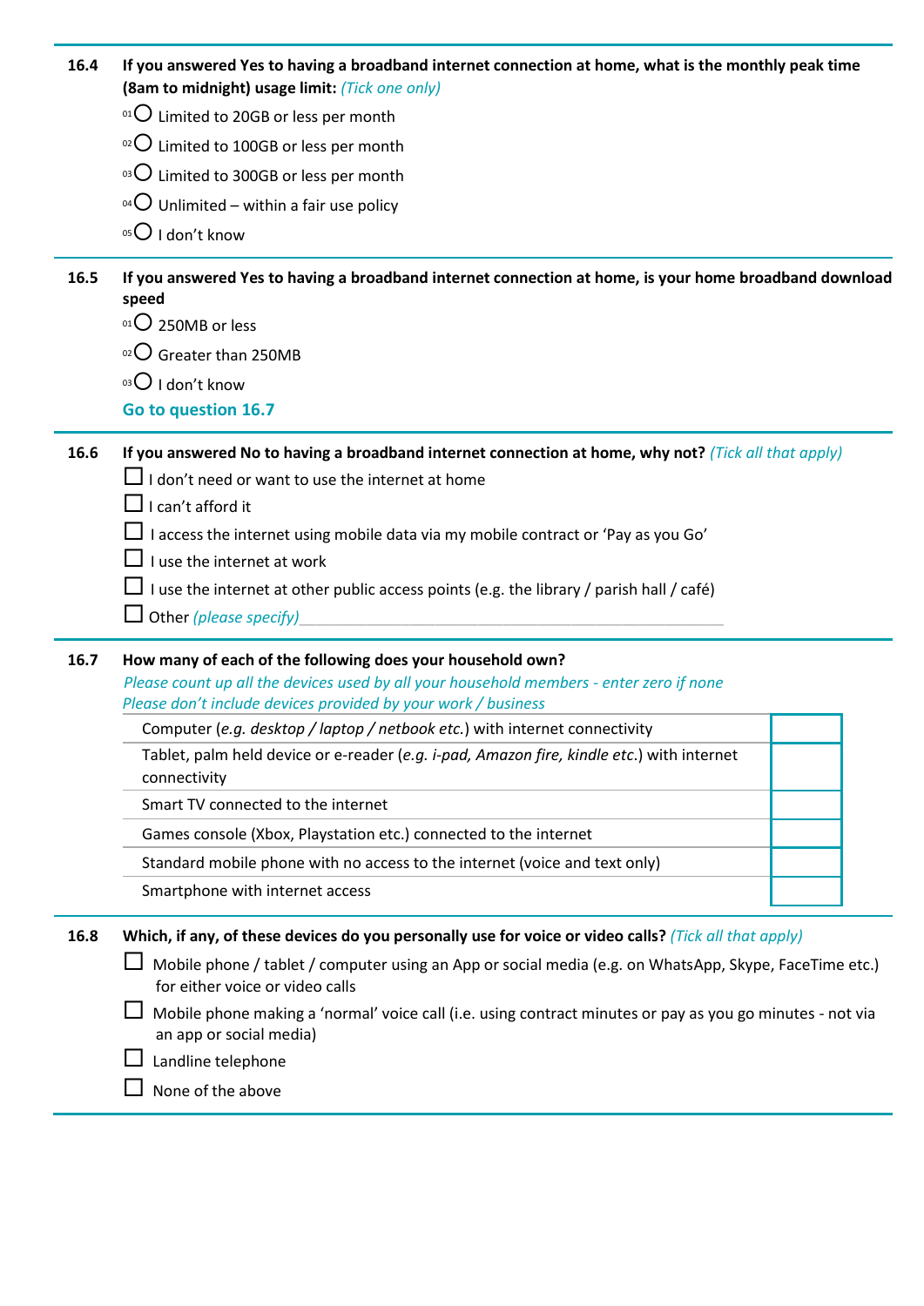**16.4 If you answered Yes to having a broadband internet connection at home, what is the monthly peak time (8am to midnight) usage limit:** *(Tick one only)*

- 01 ○ Limited to 20GB or less per month
- 02 ○ Limited to 100GB or less per month
- 03 ○ Limited to 300GB or less per month
- 04 ○ Unlimited – within a fair use policy
- 05 ○ I don't know

**16.5 If you answered Yes to having a broadband internet connection at home, is your home broadband download speed**

- 01 ○ 250MB or less
- 02 ○ Greater than 250MB
- 03 ○ I don't know

**Go to question 16.7**

**16.6 If you answered No to having a broadband internet connection at home, why not?** *(Tick all that apply)*

- ☐ I don't need or want to use the internet at home
- ☐ I can't afford it
- ☐ I access the internet using mobile data via my mobile contract or 'Pay as you Go'
- ☐ I use the internet at work
- ☐ I use the internet at other public access points (e.g. the library / parish hall / café)
- ☐ Other *(please specify)*\_\_\_\_\_\_\_\_\_\_\_\_\_\_\_\_\_\_\_\_\_\_\_\_\_\_\_\_\_\_\_\_\_\_\_\_

**16.7 How many of each of the following does your household own?**

*Please count up all the devices used by all your household members - enter zero if none*
*Please don't include devices provided by your work / business*

| Device | Number |
|---|---|
| Computer (*e.g. desktop / laptop / netbook etc.*) with internet connectivity | |
| Tablet, palm held device or e-reader (*e.g. i-pad, Amazon fire, kindle etc.*) with internet connectivity | |
| Smart TV connected to the internet | |
| Games console (Xbox, Playstation etc.) connected to the internet | |
| Standard mobile phone with no access to the internet (voice and text only) | |
| Smartphone with internet access | |

**16.8 Which, if any, of these devices do you personally use for voice or video calls?** *(Tick all that apply)*

- ☐ Mobile phone / tablet / computer using an App or social media (e.g. on WhatsApp, Skype, FaceTime etc.) for either voice or video calls
- ☐ Mobile phone making a 'normal' voice call (i.e. using contract minutes or pay as you go minutes - not via an app or social media)
- ☐ Landline telephone
- ☐ None of the above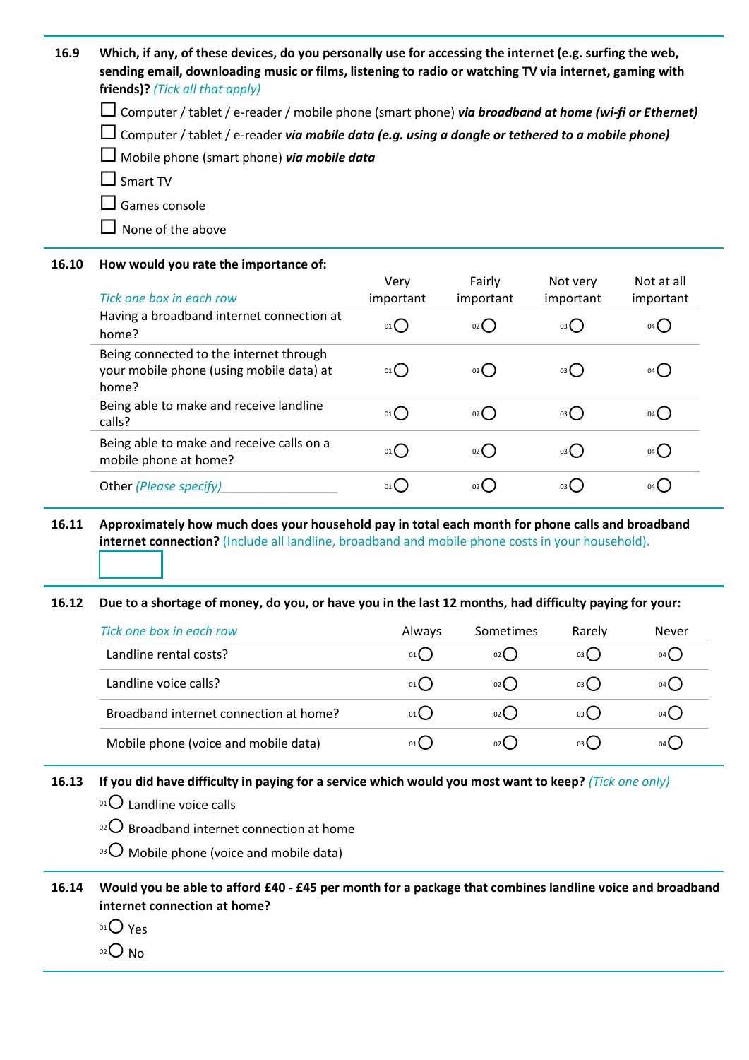**16.9 Which, if any, of these devices, do you personally use for accessing the internet (e.g. surfing the web, sending email, downloading music or films, listening to radio or watching TV via internet, gaming with friends)?** *(Tick all that apply)*

- ☐ Computer / tablet / e-reader / mobile phone (smart phone) ***via broadband at home (wi-fi or Ethernet)***
- ☐ Computer / tablet / e-reader ***via mobile data (e.g. using a dongle or tethered to a mobile phone)***
- ☐ Mobile phone (smart phone) ***via mobile data***
- ☐ Smart TV
- ☐ Games console
- ☐ None of the above

**16.10 How would you rate the importance of:**

| *Tick one box in each row* | Very important | Fairly important | Not very important | Not at all important |
|---|---|---|---|---|
| Having a broadband internet connection at home? | 01 ○ | 02 ○ | 03 ○ | 04 ○ |
| Being connected to the internet through your mobile phone (using mobile data) at home? | 01 ○ | 02 ○ | 03 ○ | 04 ○ |
| Being able to make and receive landline calls? | 01 ○ | 02 ○ | 03 ○ | 04 ○ |
| Being able to make and receive calls on a mobile phone at home? | 01 ○ | 02 ○ | 03 ○ | 04 ○ |
| Other *(Please specify)*_______________ | 01 ○ | 02 ○ | 03 ○ | 04 ○ |

**16.11 Approximately how much does your household pay in total each month for phone calls and broadband internet connection?** (Include all landline, broadband and mobile phone costs in your household).

☐

**16.12 Due to a shortage of money, do you, or have you in the last 12 months, had difficulty paying for your:**

| *Tick one box in each row* | Always | Sometimes | Rarely | Never |
|---|---|---|---|---|
| Landline rental costs? | 01 ○ | 02 ○ | 03 ○ | 04 ○ |
| Landline voice calls? | 01 ○ | 02 ○ | 03 ○ | 04 ○ |
| Broadband internet connection at home? | 01 ○ | 02 ○ | 03 ○ | 04 ○ |
| Mobile phone (voice and mobile data) | 01 ○ | 02 ○ | 03 ○ | 04 ○ |

**16.13 If you did have difficulty in paying for a service which would you most want to keep?** *(Tick one only)*

- 01 ○ Landline voice calls
- 02 ○ Broadband internet connection at home
- 03 ○ Mobile phone (voice and mobile data)

**16.14 Would you be able to afford £40 - £45 per month for a package that combines landline voice and broadband internet connection at home?**

- 01 ○ Yes
- 02 ○ No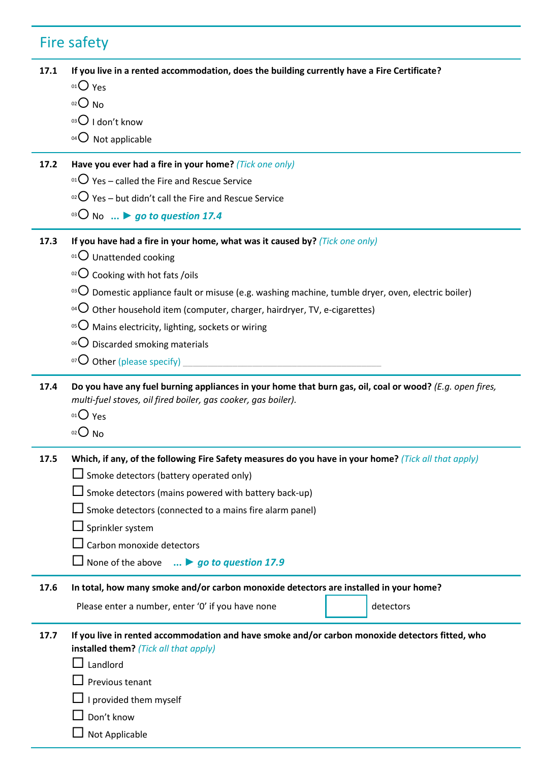## Fire safety

**17.1 If you live in a rented accommodation, does the building currently have a Fire Certificate?**

- 01 ◯ Yes
- 02 ◯ No
- 03 ◯ I don't know
- 04 ◯ Not applicable

**17.2 Have you ever had a fire in your home?** *(Tick one only)*

- 01 ◯ Yes – called the Fire and Rescue Service
- 02 ◯ Yes – but didn't call the Fire and Rescue Service
- 03 ◯ No ... ► ***go to question 17.4***

**17.3 If you have had a fire in your home, what was it caused by?** *(Tick one only)*

- 01 ◯ Unattended cooking
- 02 ◯ Cooking with hot fats /oils
- 03 ◯ Domestic appliance fault or misuse (e.g. washing machine, tumble dryer, oven, electric boiler)
- 04 ◯ Other household item (computer, charger, hairdryer, TV, e-cigarettes)
- 05 ◯ Mains electricity, lighting, sockets or wiring
- 06 ◯ Discarded smoking materials
- 07 ◯ Other (please specify) ________________________________________

**17.4 Do you have any fuel burning appliances in your home that burn gas, oil, coal or wood?** *(E.g. open fires, multi-fuel stoves, oil fired boiler, gas cooker, gas boiler).*

- 01 ◯ Yes
- 02 ◯ No

**17.5 Which, if any, of the following Fire Safety measures do you have in your home?** *(Tick all that apply)*

- ☐ Smoke detectors (battery operated only)
- ☐ Smoke detectors (mains powered with battery back-up)
- ☐ Smoke detectors (connected to a mains fire alarm panel)
- ☐ Sprinkler system
- ☐ Carbon monoxide detectors
- ☐ None of the above ... ► ***go to question 17.9***

**17.6 In total, how many smoke and/or carbon monoxide detectors are installed in your home?**

Please enter a number, enter '0' if you have none [ ] detectors

**17.7 If you live in rented accommodation and have smoke and/or carbon monoxide detectors fitted, who installed them?** *(Tick all that apply)*

- ☐ Landlord
- ☐ Previous tenant
- ☐ I provided them myself
- ☐ Don't know
- ☐ Not Applicable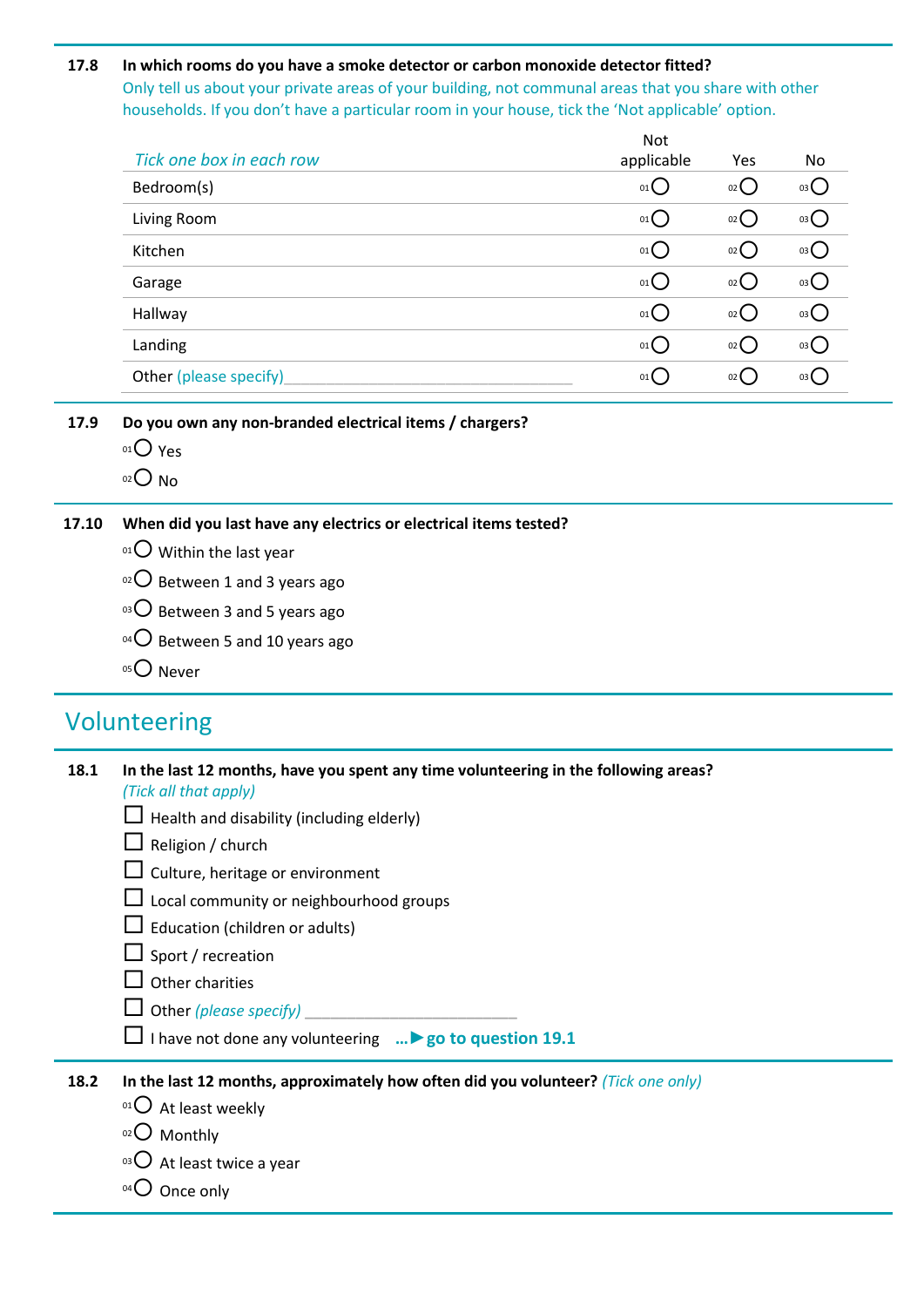**17.8 In which rooms do you have a smoke detector or carbon monoxide detector fitted?**

Only tell us about your private areas of your building, not communal areas that you share with other households. If you don't have a particular room in your house, tick the 'Not applicable' option.

| *Tick one box in each row* | Not applicable | Yes | No |
|---|---|---|---|
| Bedroom(s) | 01 ○ | 02 ○ | 03 ○ |
| Living Room | 01 ○ | 02 ○ | 03 ○ |
| Kitchen | 01 ○ | 02 ○ | 03 ○ |
| Garage | 01 ○ | 02 ○ | 03 ○ |
| Hallway | 01 ○ | 02 ○ | 03 ○ |
| Landing | 01 ○ | 02 ○ | 03 ○ |
| Other (please specify)________________________ | 01 ○ | 02 ○ | 03 ○ |

**17.9 Do you own any non-branded electrical items / chargers?**

01 ○ Yes

02 ○ No

**17.10 When did you last have any electrics or electrical items tested?**

01 ○ Within the last year

02 ○ Between 1 and 3 years ago

03 ○ Between 3 and 5 years ago

04 ○ Between 5 and 10 years ago

05 ○ Never

## Volunteering

**18.1 In the last 12 months, have you spent any time volunteering in the following areas?**
*(Tick all that apply)*

☐ Health and disability (including elderly)

☐ Religion / church

☐ Culture, heritage or environment

☐ Local community or neighbourhood groups

☐ Education (children or adults)

☐ Sport / recreation

☐ Other charities

☐ Other *(please specify)* ________________________

☐ I have not done any volunteering **…► go to question 19.1**

**18.2 In the last 12 months, approximately how often did you volunteer?** *(Tick one only)*

01 ○ At least weekly

02 ○ Monthly

03 ○ At least twice a year

04 ○ Once only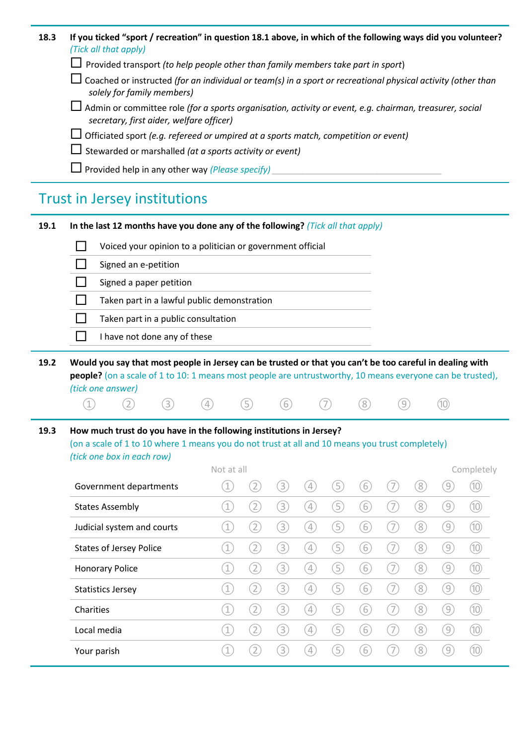**18.3 If you ticked "sport / recreation" in question 18.1 above, in which of the following ways did you volunteer?** *(Tick all that apply)*

☐ Provided transport *(to help people other than family members take part in sport)*

☐ Coached or instructed *(for an individual or team(s) in a sport or recreational physical activity (other than solely for family members)*

☐ Admin or committee role *(for a sports organisation, activity or event, e.g. chairman, treasurer, social secretary, first aider, welfare officer)*

☐ Officiated sport *(e.g. refereed or umpired at a sports match, competition or event)*

☐ Stewarded or marshalled *(at a sports activity or event)*

☐ Provided help in any other way *(Please specify)* ____________________________

## Trust in Jersey institutions

**19.1 In the last 12 months have you done any of the following?** *(Tick all that apply)*

☐ Voiced your opinion to a politician or government official

☐ Signed an e-petition

☐ Signed a paper petition

☐ Taken part in a lawful public demonstration

☐ Taken part in a public consultation

☐ I have not done any of these

**19.2 Would you say that most people in Jersey can be trusted or that you can't be too careful in dealing with people?** (on a scale of 1 to 10: 1 means most people are untrustworthy, 10 means everyone can be trusted), *(tick one answer)*

① ② ③ ④ ⑤ ⑥ ⑦ ⑧ ⑨ ⑩

**19.3 How much trust do you have in the following institutions in Jersey?**
(on a scale of 1 to 10 where 1 means you do not trust at all and 10 means you trust completely)
*(tick one box in each row)*

| | Not at all | | | | | | | | | Completely |
|---|---|---|---|---|---|---|---|---|---|---|
| | 1 | 2 | 3 | 4 | 5 | 6 | 7 | 8 | 9 | 10 |
| Government departments | ① | ② | ③ | ④ | ⑤ | ⑥ | ⑦ | ⑧ | ⑨ | ⑩ |
| States Assembly | ① | ② | ③ | ④ | ⑤ | ⑥ | ⑦ | ⑧ | ⑨ | ⑩ |
| Judicial system and courts | ① | ② | ③ | ④ | ⑤ | ⑥ | ⑦ | ⑧ | ⑨ | ⑩ |
| States of Jersey Police | ① | ② | ③ | ④ | ⑤ | ⑥ | ⑦ | ⑧ | ⑨ | ⑩ |
| Honorary Police | ① | ② | ③ | ④ | ⑤ | ⑥ | ⑦ | ⑧ | ⑨ | ⑩ |
| Statistics Jersey | ① | ② | ③ | ④ | ⑤ | ⑥ | ⑦ | ⑧ | ⑨ | ⑩ |
| Charities | ① | ② | ③ | ④ | ⑤ | ⑥ | ⑦ | ⑧ | ⑨ | ⑩ |
| Local media | ① | ② | ③ | ④ | ⑤ | ⑥ | ⑦ | ⑧ | ⑨ | ⑩ |
| Your parish | ① | ② | ③ | ④ | ⑤ | ⑥ | ⑦ | ⑧ | ⑨ | ⑩ |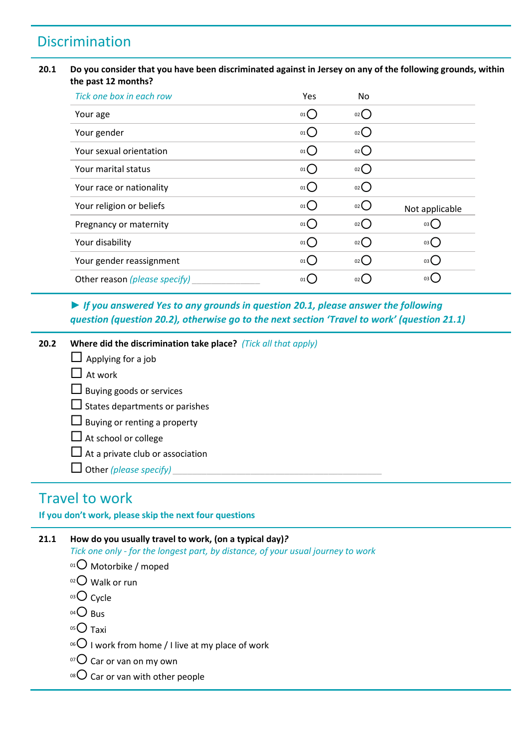## Discrimination

**20.1** **Do you consider that you have been discriminated against in Jersey on any of the following grounds, within the past 12 months?**

| *Tick one box in each row* | Yes | No | Not applicable |
|---|---|---|---|
| Your age | 01 ○ | 02 ○ | |
| Your gender | 01 ○ | 02 ○ | |
| Your sexual orientation | 01 ○ | 02 ○ | |
| Your marital status | 01 ○ | 02 ○ | |
| Your race or nationality | 01 ○ | 02 ○ | |
| Your religion or beliefs | 01 ○ | 02 ○ | |
| Pregnancy or maternity | 01 ○ | 02 ○ | 03 ○ |
| Your disability | 01 ○ | 02 ○ | 03 ○ |
| Your gender reassignment | 01 ○ | 02 ○ | 03 ○ |
| Other reason *(please specify)* _______________ | 01 ○ | 02 ○ | 03 ○ |

► ***If you answered Yes to any grounds in question 20.1, please answer the following question (question 20.2), otherwise go to the next section 'Travel to work' (question 21.1)***

**20.2** **Where did the discrimination take place?** *(Tick all that apply)*

- ☐ Applying for a job
- ☐ At work
- ☐ Buying goods or services
- ☐ States departments or parishes
- ☐ Buying or renting a property
- ☐ At school or college
- ☐ At a private club or association
- ☐ Other *(please specify)* _______________________________________________

## Travel to work

**If you don't work, please skip the next four questions**

**21.1** **How do you usually travel to work, (on a typical day)?**

*Tick one only - for the longest part, by distance, of your usual journey to work*

- 01 ○ Motorbike / moped
- 02 ○ Walk or run
- 03 ○ Cycle
- 04 ○ Bus
- 05 ○ Taxi
- 06 ○ I work from home / I live at my place of work
- 07 ○ Car or van on my own
- 08 ○ Car or van with other people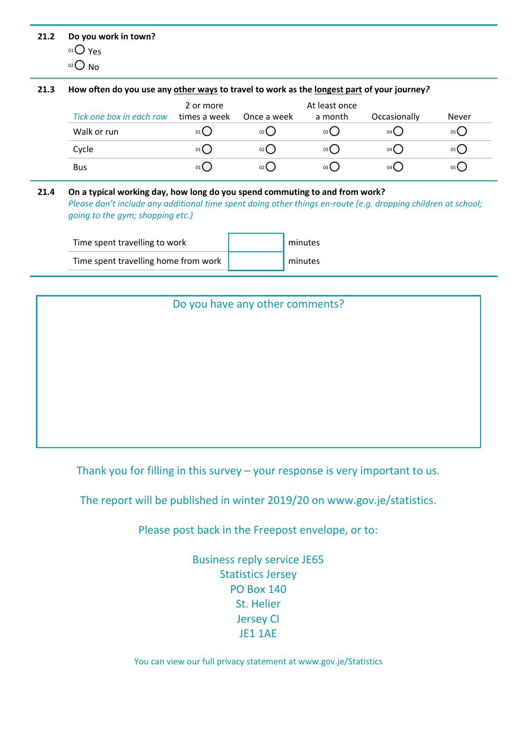**21.2 Do you work in town?**

01 ◯ Yes

02 ◯ No

**21.3 How often do you use any <u>other ways</u> to travel to work as the <u>longest part</u> of your journey?**

| *Tick one box in each row* | 2 or more times a week | Once a week | At least once a month | Occasionally | Never |
|---|---|---|---|---|---|
| Walk or run | 01 ◯ | 02 ◯ | 03 ◯ | 04 ◯ | 05 ◯ |
| Cycle | 01 ◯ | 02 ◯ | 03 ◯ | 04 ◯ | 05 ◯ |
| Bus | 01 ◯ | 02 ◯ | 03 ◯ | 04 ◯ | 05 ◯ |

**21.4 On a typical working day, how long do you spend commuting to and from work?**

*Please don't include any additional time spent doing other things en-route (e.g. dropping children at school; going to the gym; shopping etc.)*

| | | |
|---|---|---|
| Time spent travelling to work | | minutes |
| Time spent travelling home from work | | minutes |

Do you have any other comments?

Thank you for filling in this survey – your response is very important to us.

The report will be published in winter 2019/20 on www.gov.je/statistics.

Please post back in the Freepost envelope, or to:

Business reply service JE65
Statistics Jersey
PO Box 140
St. Helier
Jersey CI
JE1 1AE

You can view our full privacy statement at www.gov.je/Statistics